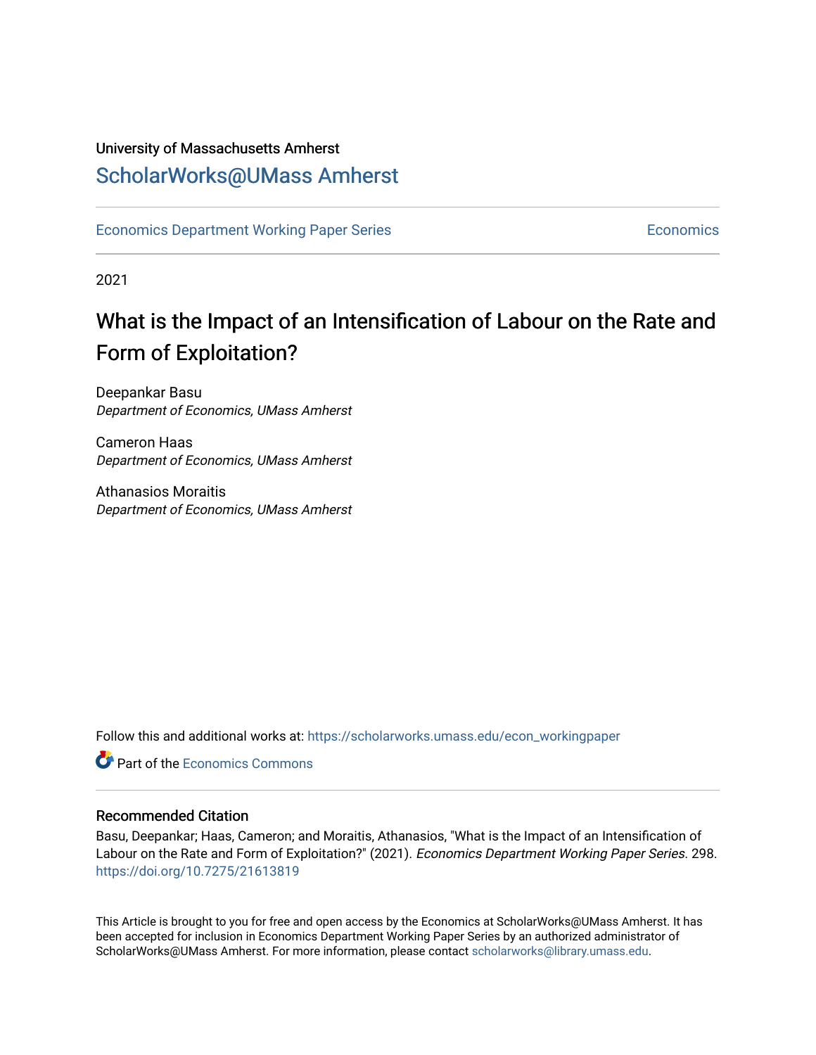University of Massachusetts Amherst

ScholarWorks@UMass Amherst

Economics Department Working Paper Series | Economics

2021

# What is the Impact of an Intensification of Labour on the Rate and Form of Exploitation?

Deepankar Basu
*Department of Economics, UMass Amherst*

Cameron Haas
*Department of Economics, UMass Amherst*

Athanasios Moraitis
*Department of Economics, UMass Amherst*

Follow this and additional works at: https://scholarworks.umass.edu/econ_workingpaper

Part of the Economics Commons

### Recommended Citation

Basu, Deepankar; Haas, Cameron; and Moraitis, Athanasios, "What is the Impact of an Intensification of Labour on the Rate and Form of Exploitation?" (2021). *Economics Department Working Paper Series*. 298. https://doi.org/10.7275/21613819

This Article is brought to you for free and open access by the Economics at ScholarWorks@UMass Amherst. It has been accepted for inclusion in Economics Department Working Paper Series by an authorized administrator of ScholarWorks@UMass Amherst. For more information, please contact scholarworks@library.umass.edu.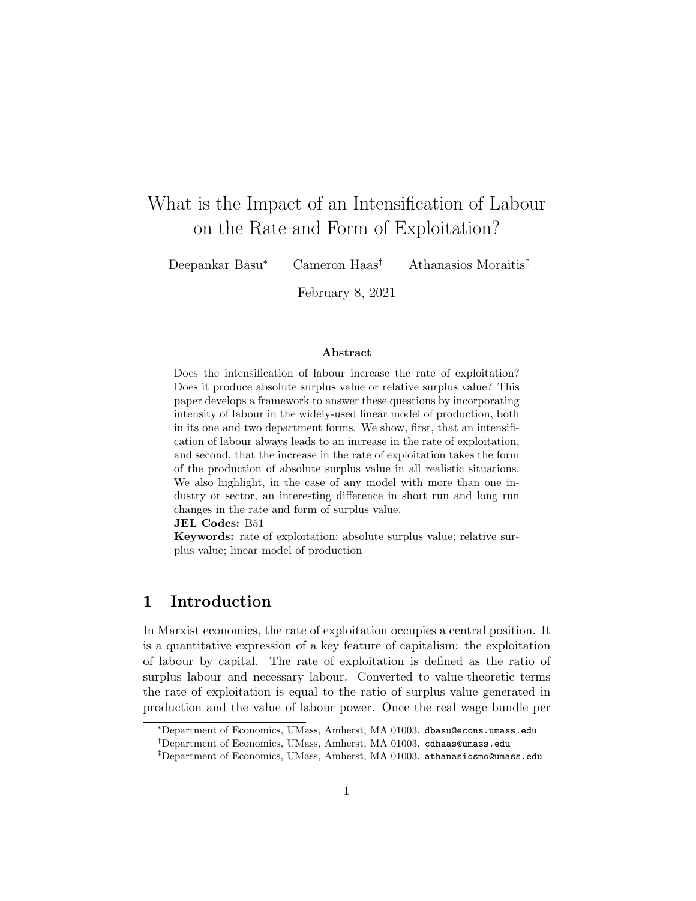# What is the Impact of an Intensification of Labour on the Rate and Form of Exploitation?

Deepankar Basu[*] Cameron Haas[†] Athanasios Moraitis[‡]

February 8, 2021

### Abstract

Does the intensification of labour increase the rate of exploitation? Does it produce absolute surplus value or relative surplus value? This paper develops a framework to answer these questions by incorporating intensity of labour in the widely-used linear model of production, both in its one and two department forms. We show, first, that an intensification of labour always leads to an increase in the rate of exploitation, and second, that the increase in the rate of exploitation takes the form of the production of absolute surplus value in all realistic situations. We also highlight, in the case of any model with more than one industry or sector, an interesting difference in short run and long run changes in the rate and form of surplus value.

**JEL Codes:** B51

**Keywords:** rate of exploitation; absolute surplus value; relative surplus value; linear model of production

## 1 Introduction

In Marxist economics, the rate of exploitation occupies a central position. It is a quantitative expression of a key feature of capitalism: the exploitation of labour by capital. The rate of exploitation is defined as the ratio of surplus labour and necessary labour. Converted to value-theoretic terms the rate of exploitation is equal to the ratio of surplus value generated in production and the value of labour power. Once the real wage bundle per

[*]Department of Economics, UMass, Amherst, MA 01003. dbasu@econs.umass.edu

[†]Department of Economics, UMass, Amherst, MA 01003. cdhaas@umass.edu

[‡]Department of Economics, UMass, Amherst, MA 01003. athanasiosmo@umass.edu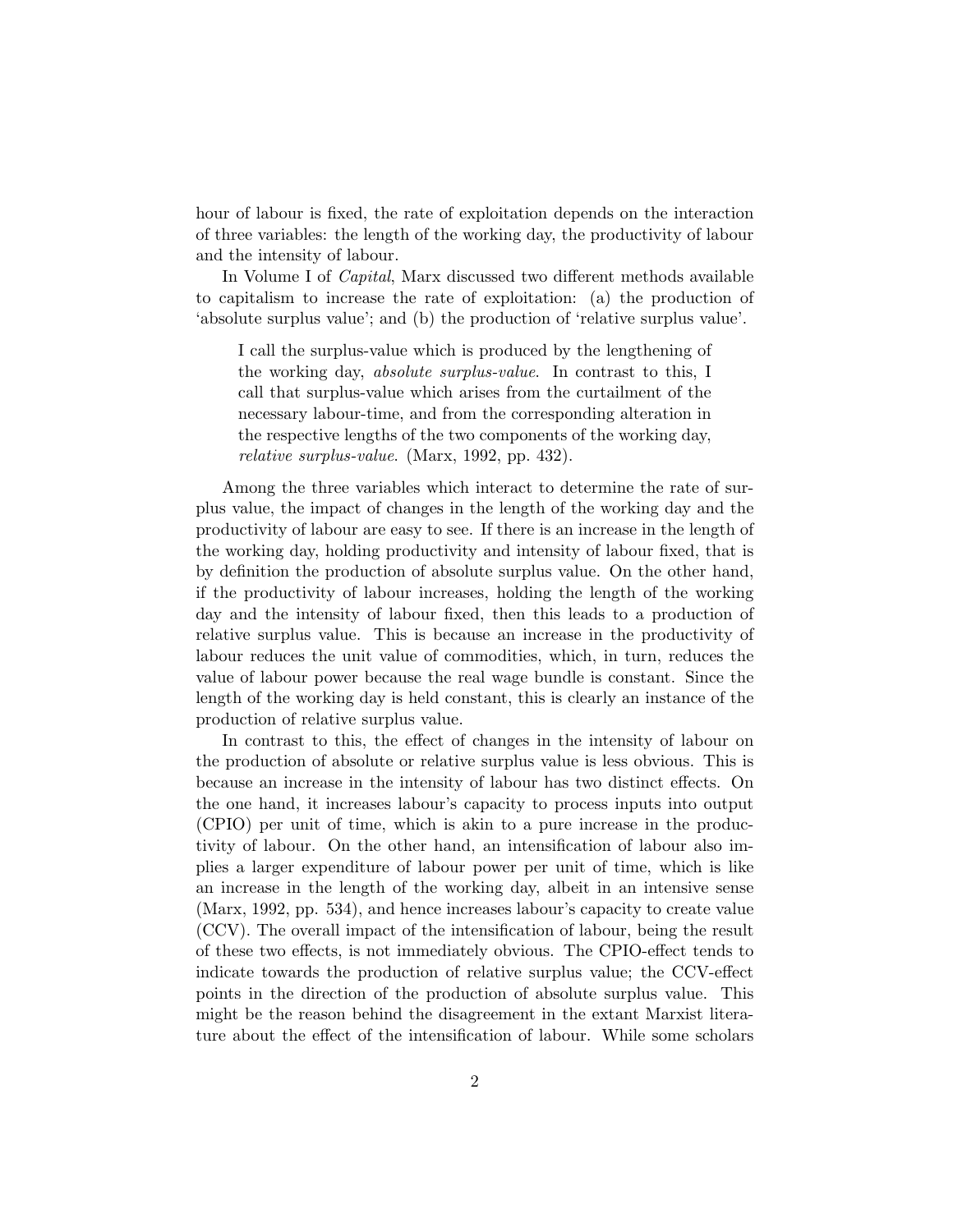hour of labour is fixed, the rate of exploitation depends on the interaction of three variables: the length of the working day, the productivity of labour and the intensity of labour.

In Volume I of *Capital*, Marx discussed two different methods available to capitalism to increase the rate of exploitation: (a) the production of 'absolute surplus value'; and (b) the production of 'relative surplus value'.

> I call the surplus-value which is produced by the lengthening of the working day, *absolute surplus-value*. In contrast to this, I call that surplus-value which arises from the curtailment of the necessary labour-time, and from the corresponding alteration in the respective lengths of the two components of the working day, *relative surplus-value*. (Marx, 1992, pp. 432).

Among the three variables which interact to determine the rate of surplus value, the impact of changes in the length of the working day and the productivity of labour are easy to see. If there is an increase in the length of the working day, holding productivity and intensity of labour fixed, that is by definition the production of absolute surplus value. On the other hand, if the productivity of labour increases, holding the length of the working day and the intensity of labour fixed, then this leads to a production of relative surplus value. This is because an increase in the productivity of labour reduces the unit value of commodities, which, in turn, reduces the value of labour power because the real wage bundle is constant. Since the length of the working day is held constant, this is clearly an instance of the production of relative surplus value.

In contrast to this, the effect of changes in the intensity of labour on the production of absolute or relative surplus value is less obvious. This is because an increase in the intensity of labour has two distinct effects. On the one hand, it increases labour's capacity to process inputs into output (CPIO) per unit of time, which is akin to a pure increase in the productivity of labour. On the other hand, an intensification of labour also implies a larger expenditure of labour power per unit of time, which is like an increase in the length of the working day, albeit in an intensive sense (Marx, 1992, pp. 534), and hence increases labour's capacity to create value (CCV). The overall impact of the intensification of labour, being the result of these two effects, is not immediately obvious. The CPIO-effect tends to indicate towards the production of relative surplus value; the CCV-effect points in the direction of the production of absolute surplus value. This might be the reason behind the disagreement in the extant Marxist literature about the effect of the intensification of labour. While some scholars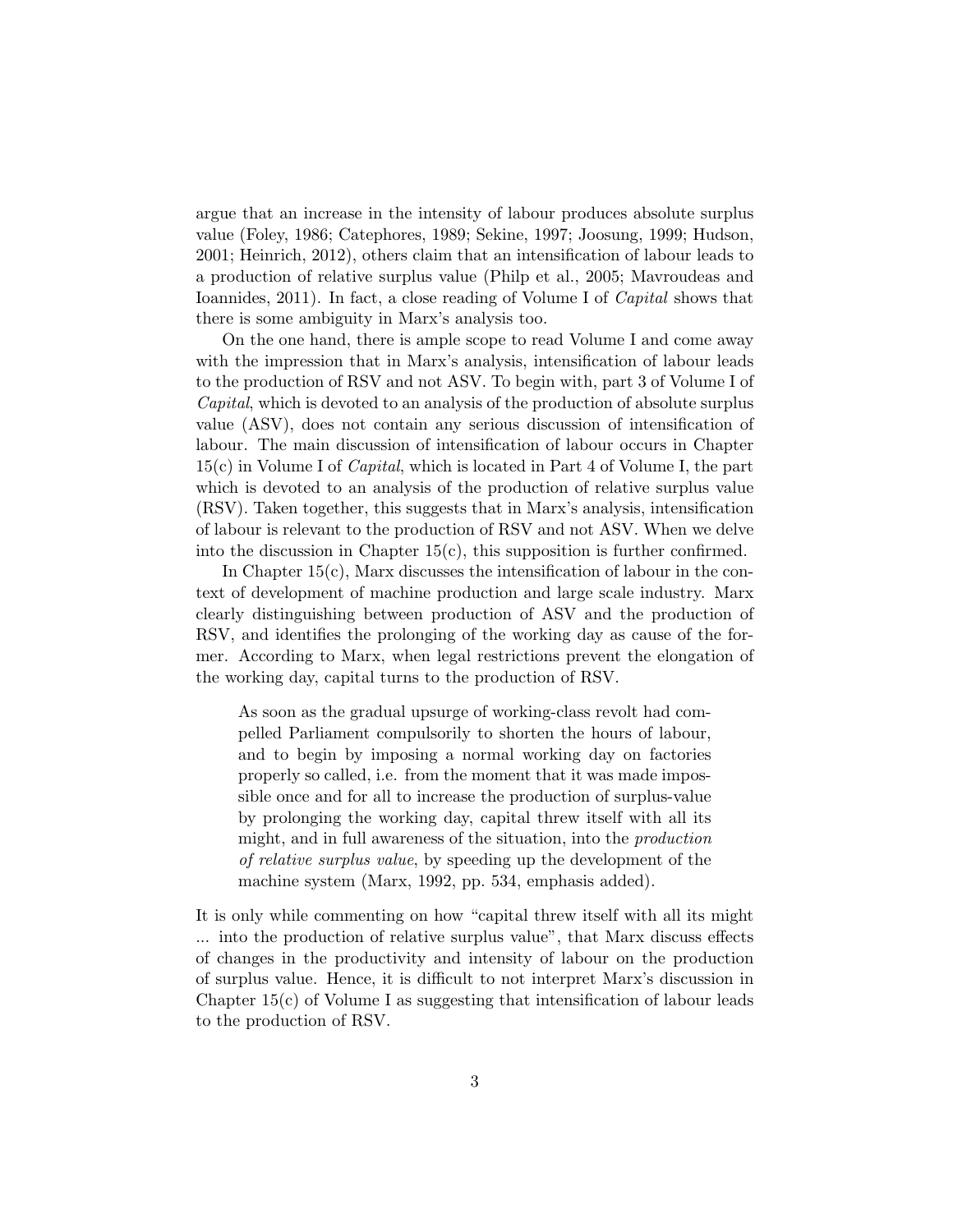argue that an increase in the intensity of labour produces absolute surplus value (Foley, 1986; Catephores, 1989; Sekine, 1997; Joosung, 1999; Hudson, 2001; Heinrich, 2012), others claim that an intensification of labour leads to a production of relative surplus value (Philp et al., 2005; Mavroudeas and Ioannides, 2011). In fact, a close reading of Volume I of *Capital* shows that there is some ambiguity in Marx's analysis too.

On the one hand, there is ample scope to read Volume I and come away with the impression that in Marx's analysis, intensification of labour leads to the production of RSV and not ASV. To begin with, part 3 of Volume I of *Capital*, which is devoted to an analysis of the production of absolute surplus value (ASV), does not contain any serious discussion of intensification of labour. The main discussion of intensification of labour occurs in Chapter 15(c) in Volume I of *Capital*, which is located in Part 4 of Volume I, the part which is devoted to an analysis of the production of relative surplus value (RSV). Taken together, this suggests that in Marx's analysis, intensification of labour is relevant to the production of RSV and not ASV. When we delve into the discussion in Chapter 15(c), this supposition is further confirmed.

In Chapter 15(c), Marx discusses the intensification of labour in the context of development of machine production and large scale industry. Marx clearly distinguishing between production of ASV and the production of RSV, and identifies the prolonging of the working day as cause of the former. According to Marx, when legal restrictions prevent the elongation of the working day, capital turns to the production of RSV.

> As soon as the gradual upsurge of working-class revolt had compelled Parliament compulsorily to shorten the hours of labour, and to begin by imposing a normal working day on factories properly so called, i.e. from the moment that it was made impossible once and for all to increase the production of surplus-value by prolonging the working day, capital threw itself with all its might, and in full awareness of the situation, into the *production of relative surplus value*, by speeding up the development of the machine system (Marx, 1992, pp. 534, emphasis added).

It is only while commenting on how "capital threw itself with all its might ... into the production of relative surplus value", that Marx discuss effects of changes in the productivity and intensity of labour on the production of surplus value. Hence, it is difficult to not interpret Marx's discussion in Chapter 15(c) of Volume I as suggesting that intensification of labour leads to the production of RSV.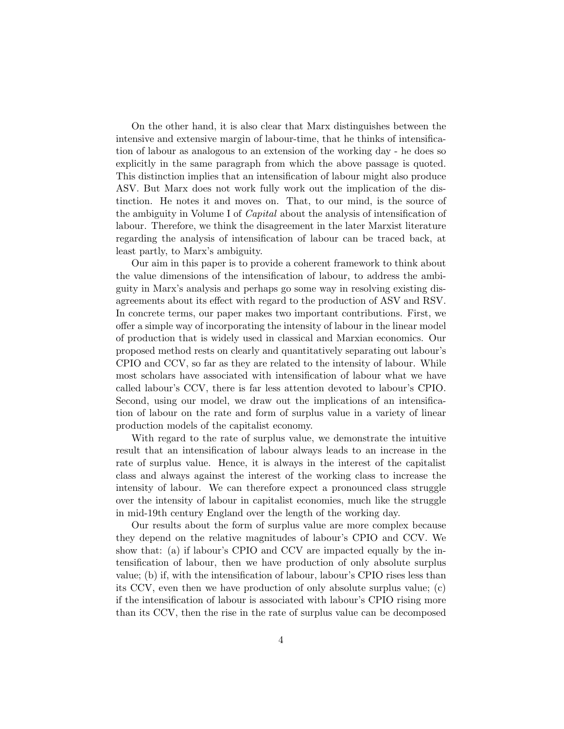On the other hand, it is also clear that Marx distinguishes between the intensive and extensive margin of labour-time, that he thinks of intensification of labour as analogous to an extension of the working day - he does so explicitly in the same paragraph from which the above passage is quoted. This distinction implies that an intensification of labour might also produce ASV. But Marx does not work fully work out the implication of the distinction. He notes it and moves on. That, to our mind, is the source of the ambiguity in Volume I of *Capital* about the analysis of intensification of labour. Therefore, we think the disagreement in the later Marxist literature regarding the analysis of intensification of labour can be traced back, at least partly, to Marx's ambiguity.

Our aim in this paper is to provide a coherent framework to think about the value dimensions of the intensification of labour, to address the ambiguity in Marx's analysis and perhaps go some way in resolving existing disagreements about its effect with regard to the production of ASV and RSV. In concrete terms, our paper makes two important contributions. First, we offer a simple way of incorporating the intensity of labour in the linear model of production that is widely used in classical and Marxian economics. Our proposed method rests on clearly and quantitatively separating out labour's CPIO and CCV, so far as they are related to the intensity of labour. While most scholars have associated with intensification of labour what we have called labour's CCV, there is far less attention devoted to labour's CPIO. Second, using our model, we draw out the implications of an intensification of labour on the rate and form of surplus value in a variety of linear production models of the capitalist economy.

With regard to the rate of surplus value, we demonstrate the intuitive result that an intensification of labour always leads to an increase in the rate of surplus value. Hence, it is always in the interest of the capitalist class and always against the interest of the working class to increase the intensity of labour. We can therefore expect a pronounced class struggle over the intensity of labour in capitalist economies, much like the struggle in mid-19th century England over the length of the working day.

Our results about the form of surplus value are more complex because they depend on the relative magnitudes of labour's CPIO and CCV. We show that: (a) if labour's CPIO and CCV are impacted equally by the intensification of labour, then we have production of only absolute surplus value; (b) if, with the intensification of labour, labour's CPIO rises less than its CCV, even then we have production of only absolute surplus value; (c) if the intensification of labour is associated with labour's CPIO rising more than its CCV, then the rise in the rate of surplus value can be decomposed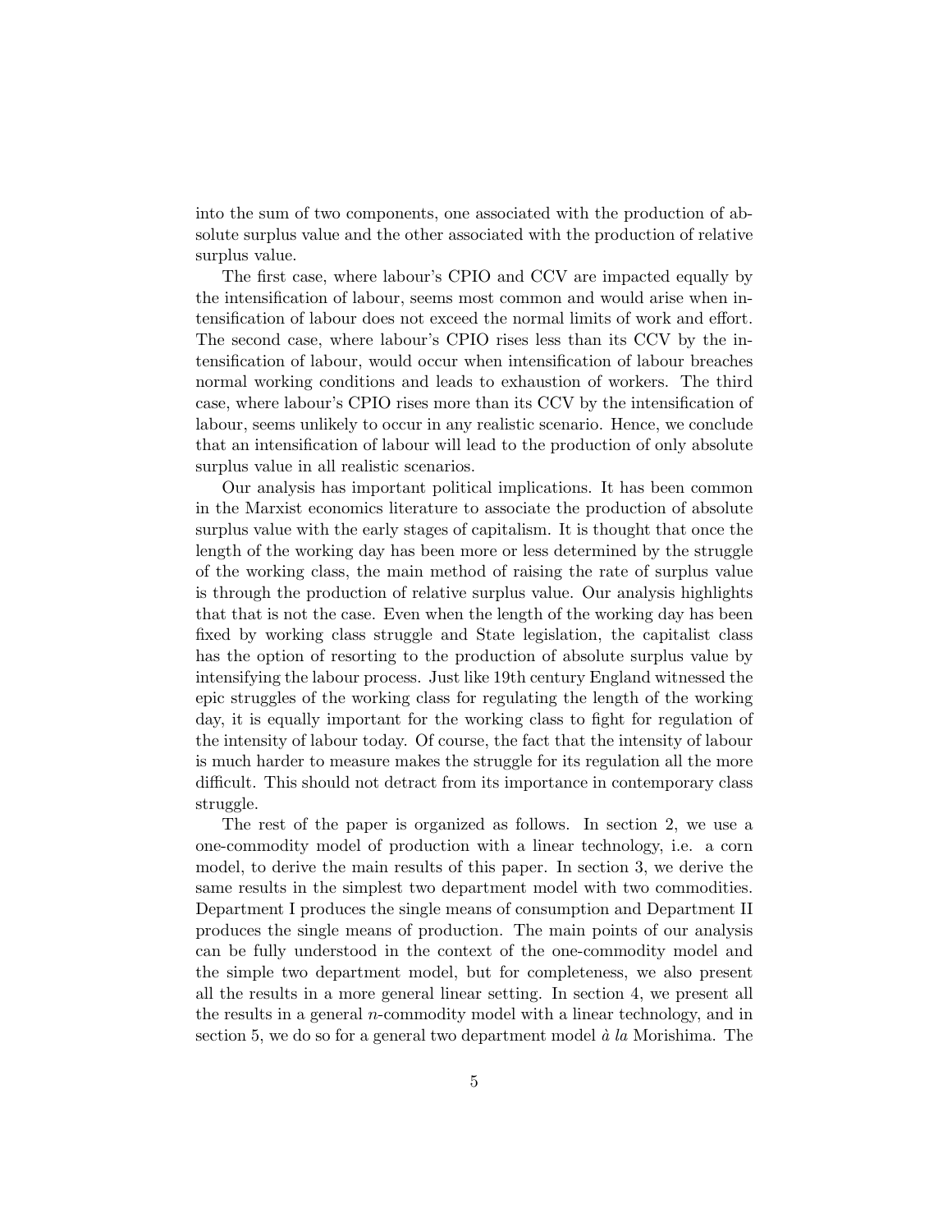into the sum of two components, one associated with the production of absolute surplus value and the other associated with the production of relative surplus value.

The first case, where labour's CPIO and CCV are impacted equally by the intensification of labour, seems most common and would arise when intensification of labour does not exceed the normal limits of work and effort. The second case, where labour's CPIO rises less than its CCV by the intensification of labour, would occur when intensification of labour breaches normal working conditions and leads to exhaustion of workers. The third case, where labour's CPIO rises more than its CCV by the intensification of labour, seems unlikely to occur in any realistic scenario. Hence, we conclude that an intensification of labour will lead to the production of only absolute surplus value in all realistic scenarios.

Our analysis has important political implications. It has been common in the Marxist economics literature to associate the production of absolute surplus value with the early stages of capitalism. It is thought that once the length of the working day has been more or less determined by the struggle of the working class, the main method of raising the rate of surplus value is through the production of relative surplus value. Our analysis highlights that that is not the case. Even when the length of the working day has been fixed by working class struggle and State legislation, the capitalist class has the option of resorting to the production of absolute surplus value by intensifying the labour process. Just like 19th century England witnessed the epic struggles of the working class for regulating the length of the working day, it is equally important for the working class to fight for regulation of the intensity of labour today. Of course, the fact that the intensity of labour is much harder to measure makes the struggle for its regulation all the more difficult. This should not detract from its importance in contemporary class struggle.

The rest of the paper is organized as follows. In section 2, we use a one-commodity model of production with a linear technology, i.e. a corn model, to derive the main results of this paper. In section 3, we derive the same results in the simplest two department model with two commodities. Department I produces the single means of consumption and Department II produces the single means of production. The main points of our analysis can be fully understood in the context of the one-commodity model and the simple two department model, but for completeness, we also present all the results in a more general linear setting. In section 4, we present all the results in a general $n$-commodity model with a linear technology, and in section 5, we do so for a general two department model *à la* Morishima. The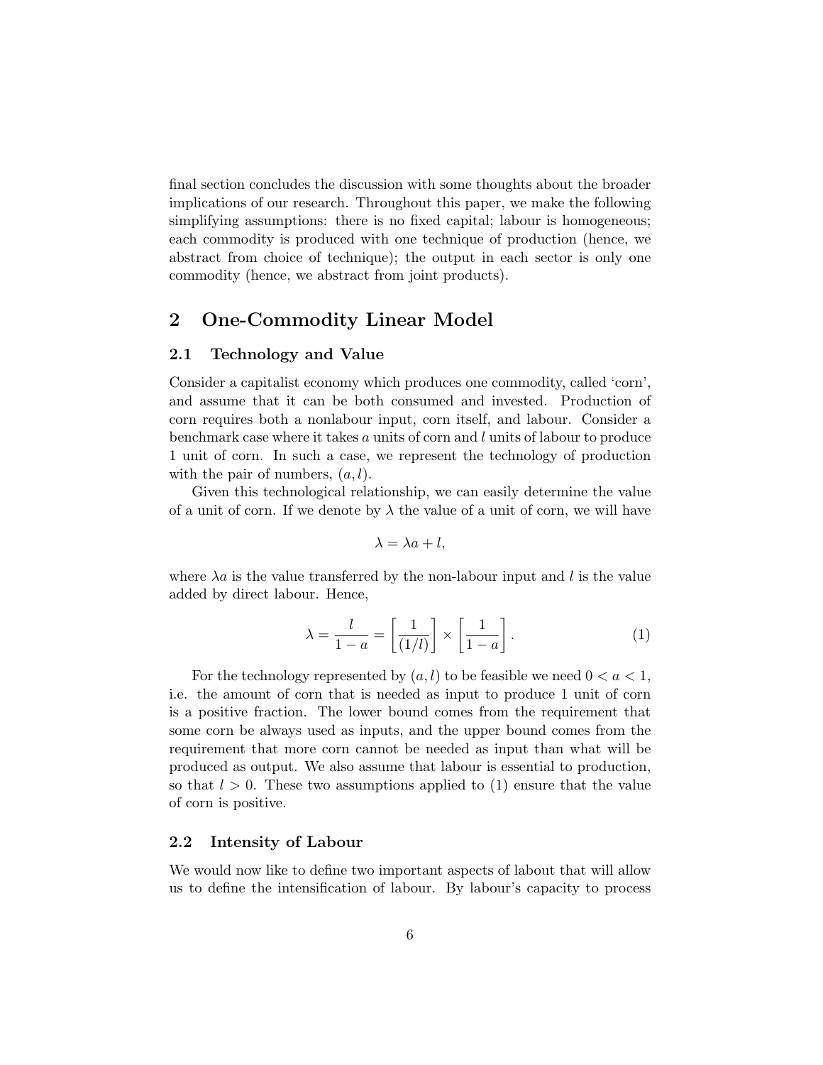final section concludes the discussion with some thoughts about the broader implications of our research. Throughout this paper, we make the following simplifying assumptions: there is no fixed capital; labour is homogeneous; each commodity is produced with one technique of production (hence, we abstract from choice of technique); the output in each sector is only one commodity (hence, we abstract from joint products).

## 2 One-Commodity Linear Model

### 2.1 Technology and Value

Consider a capitalist economy which produces one commodity, called 'corn', and assume that it can be both consumed and invested. Production of corn requires both a nonlabour input, corn itself, and labour. Consider a benchmark case where it takes $a$ units of corn and $l$ units of labour to produce 1 unit of corn. In such a case, we represent the technology of production with the pair of numbers, $(a, l)$.

Given this technological relationship, we can easily determine the value of a unit of corn. If we denote by $\lambda$ the value of a unit of corn, we will have

$$\lambda = \lambda a + l,$$

where $\lambda a$ is the value transferred by the non-labour input and $l$ is the value added by direct labour. Hence,

$$\lambda = \frac{l}{1-a} = \left[\frac{1}{(1/l)}\right] \times \left[\frac{1}{1-a}\right]. \tag{1}$$

For the technology represented by $(a, l)$ to be feasible we need $0 < a < 1$, i.e. the amount of corn that is needed as input to produce 1 unit of corn is a positive fraction. The lower bound comes from the requirement that some corn be always used as inputs, and the upper bound comes from the requirement that more corn cannot be needed as input than what will be produced as output. We also assume that labour is essential to production, so that $l > 0$. These two assumptions applied to (1) ensure that the value of corn is positive.

### 2.2 Intensity of Labour

We would now like to define two important aspects of labout that will allow us to define the intensification of labour. By labour's capacity to process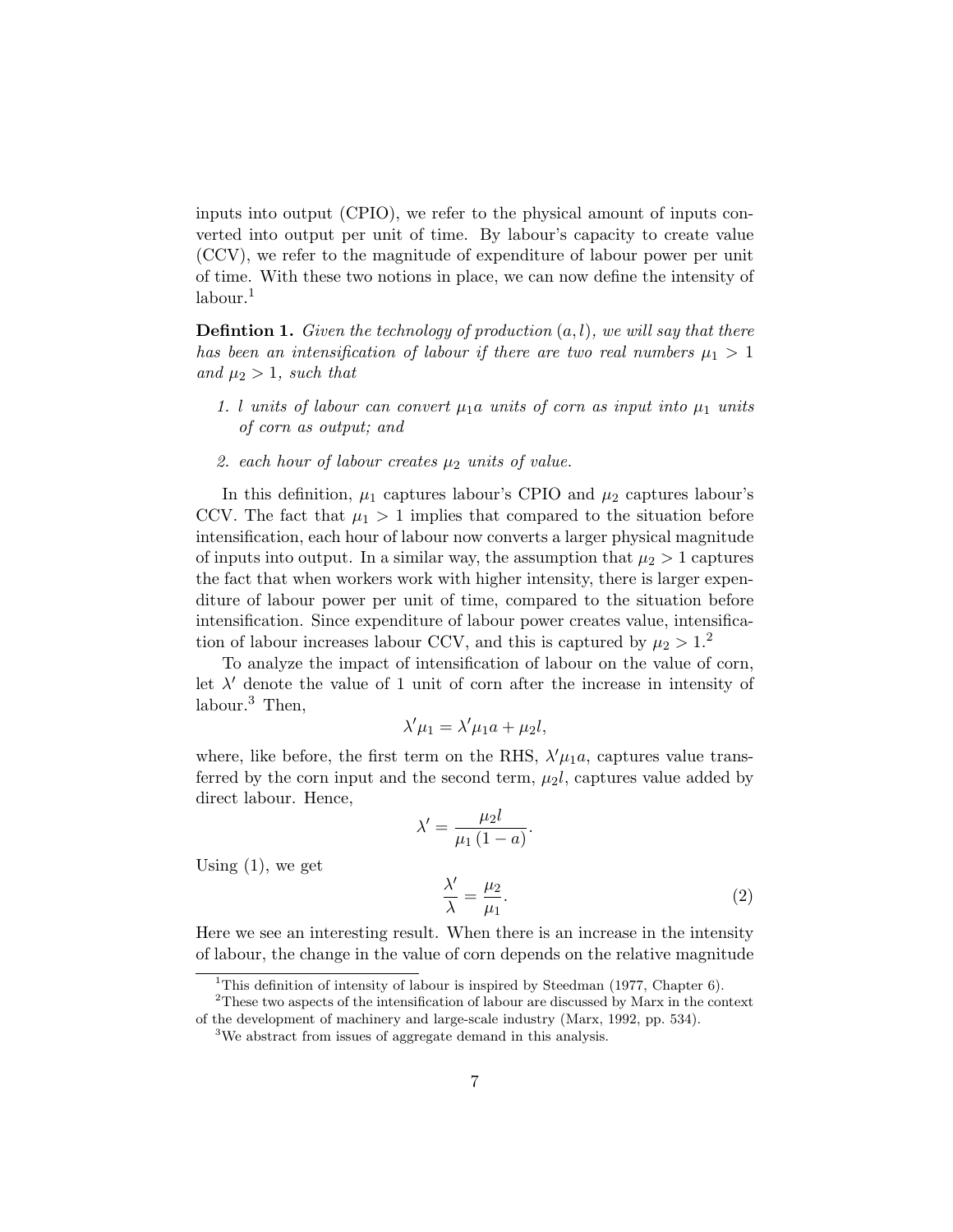inputs into output (CPIO), we refer to the physical amount of inputs converted into output per unit of time. By labour's capacity to create value (CCV), we refer to the magnitude of expenditure of labour power per unit of time. With these two notions in place, we can now define the intensity of labour.[1]

**Defintion 1.** *Given the technology of production $(a, l)$, we will say that there has been an intensification of labour if there are two real numbers $\mu_1 > 1$ and $\mu_2 > 1$, such that*

1. *$l$ units of labour can convert $\mu_1 a$ units of corn as input into $\mu_1$ units of corn as output; and*
2. *each hour of labour creates $\mu_2$ units of value.*

In this definition, $\mu_1$ captures labour's CPIO and $\mu_2$ captures labour's CCV. The fact that $\mu_1 > 1$ implies that compared to the situation before intensification, each hour of labour now converts a larger physical magnitude of inputs into output. In a similar way, the assumption that $\mu_2 > 1$ captures the fact that when workers work with higher intensity, there is larger expenditure of labour power per unit of time, compared to the situation before intensification. Since expenditure of labour power creates value, intensification of labour increases labour CCV, and this is captured by $\mu_2 > 1$.[2]

To analyze the impact of intensification of labour on the value of corn, let $\lambda'$ denote the value of 1 unit of corn after the increase in intensity of labour.[3] Then,

$$\lambda' \mu_1 = \lambda' \mu_1 a + \mu_2 l,$$

where, like before, the first term on the RHS, $\lambda' \mu_1 a$, captures value transferred by the corn input and the second term, $\mu_2 l$, captures value added by direct labour. Hence,

$$\lambda' = \frac{\mu_2 l}{\mu_1 (1 - a)}.$$

Using (1), we get

$$\frac{\lambda'}{\lambda} = \frac{\mu_2}{\mu_1}. \tag{2}$$

Here we see an interesting result. When there is an increase in the intensity of labour, the change in the value of corn depends on the relative magnitude

[1] This definition of intensity of labour is inspired by Steedman (1977, Chapter 6).

[2] These two aspects of the intensification of labour are discussed by Marx in the context of the development of machinery and large-scale industry (Marx, 1992, pp. 534).

[3] We abstract from issues of aggregate demand in this analysis.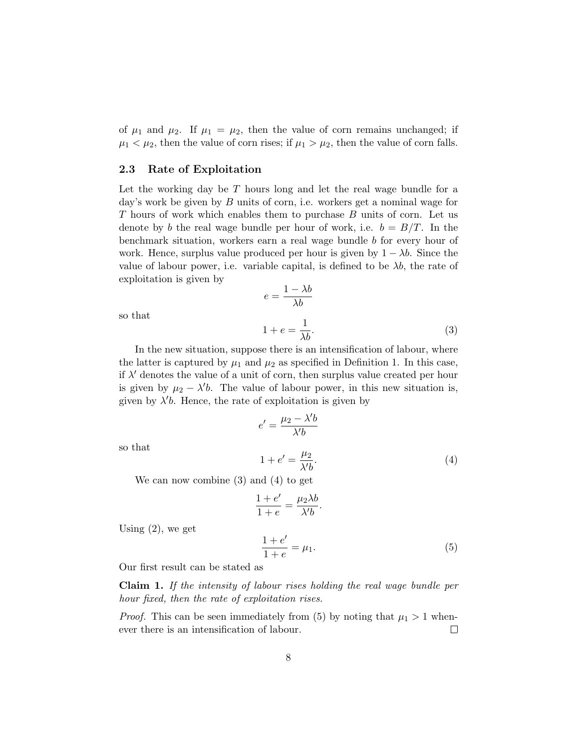of $\mu_1$ and $\mu_2$. If $\mu_1 = \mu_2$, then the value of corn remains unchanged; if $\mu_1 < \mu_2$, then the value of corn rises; if $\mu_1 > \mu_2$, then the value of corn falls.

### 2.3 Rate of Exploitation

Let the working day be $T$ hours long and let the real wage bundle for a day's work be given by $B$ units of corn, i.e. workers get a nominal wage for $T$ hours of work which enables them to purchase $B$ units of corn. Let us denote by $b$ the real wage bundle per hour of work, i.e. $b = B/T$. In the benchmark situation, workers earn a real wage bundle $b$ for every hour of work. Hence, surplus value produced per hour is given by $1 - \lambda b$. Since the value of labour power, i.e. variable capital, is defined to be $\lambda b$, the rate of exploitation is given by

$$e = \frac{1 - \lambda b}{\lambda b}$$

so that

$$1 + e = \frac{1}{\lambda b}. \tag{3}$$

In the new situation, suppose there is an intensification of labour, where the latter is captured by $\mu_1$ and $\mu_2$ as specified in Definition 1. In this case, if $\lambda'$ denotes the value of a unit of corn, then surplus value created per hour is given by $\mu_2 - \lambda' b$. The value of labour power, in this new situation is, given by $\lambda' b$. Hence, the rate of exploitation is given by

$$e' = \frac{\mu_2 - \lambda' b}{\lambda' b}$$

so that

$$1 + e' = \frac{\mu_2}{\lambda' b}. \tag{4}$$

We can now combine (3) and (4) to get

$$\frac{1 + e'}{1 + e} = \frac{\mu_2 \lambda b}{\lambda' b}.$$

Using (2), we get

$$\frac{1 + e'}{1 + e} = \mu_1. \tag{5}$$

Our first result can be stated as

**Claim 1.** *If the intensity of labour rises holding the real wage bundle per hour fixed, then the rate of exploitation rises.*

*Proof.* This can be seen immediately from (5) by noting that $\mu_1 > 1$ whenever there is an intensification of labour. □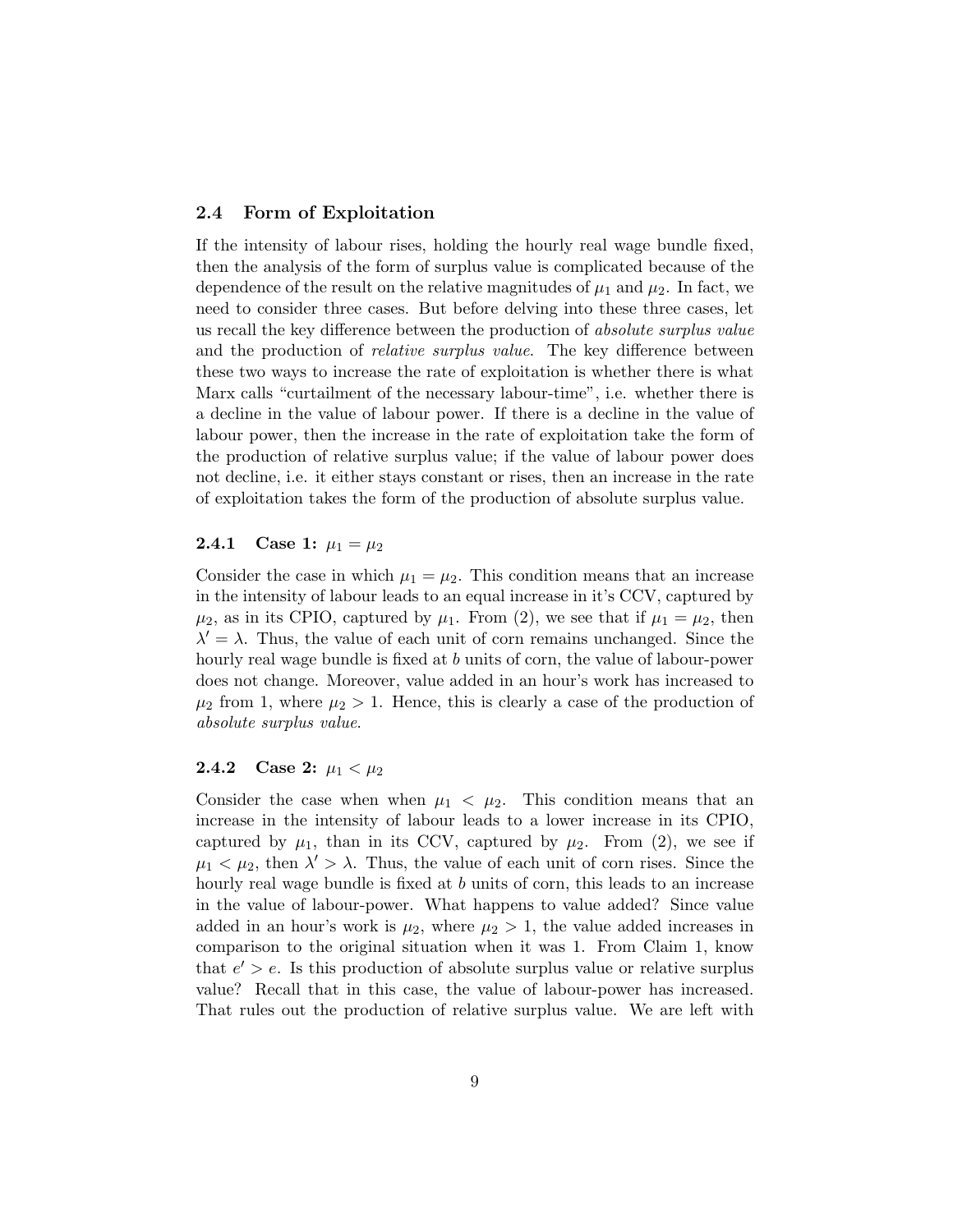### 2.4 Form of Exploitation

If the intensity of labour rises, holding the hourly real wage bundle fixed, then the analysis of the form of surplus value is complicated because of the dependence of the result on the relative magnitudes of $\mu_1$ and $\mu_2$. In fact, we need to consider three cases. But before delving into these three cases, let us recall the key difference between the production of *absolute surplus value* and the production of *relative surplus value*. The key difference between these two ways to increase the rate of exploitation is whether there is what Marx calls "curtailment of the necessary labour-time", i.e. whether there is a decline in the value of labour power. If there is a decline in the value of labour power, then the increase in the rate of exploitation take the form of the production of relative surplus value; if the value of labour power does not decline, i.e. it either stays constant or rises, then an increase in the rate of exploitation takes the form of the production of absolute surplus value.

#### 2.4.1 Case 1: $\mu_1 = \mu_2$

Consider the case in which $\mu_1 = \mu_2$. This condition means that an increase in the intensity of labour leads to an equal increase in it's CCV, captured by $\mu_2$, as in its CPIO, captured by $\mu_1$. From (2), we see that if $\mu_1 = \mu_2$, then $\lambda' = \lambda$. Thus, the value of each unit of corn remains unchanged. Since the hourly real wage bundle is fixed at $b$ units of corn, the value of labour-power does not change. Moreover, value added in an hour's work has increased to $\mu_2$ from 1, where $\mu_2 > 1$. Hence, this is clearly a case of the production of *absolute surplus value*.

#### 2.4.2 Case 2: $\mu_1 < \mu_2$

Consider the case when when $\mu_1 < \mu_2$. This condition means that an increase in the intensity of labour leads to a lower increase in its CPIO, captured by $\mu_1$, than in its CCV, captured by $\mu_2$. From (2), we see if $\mu_1 < \mu_2$, then $\lambda' > \lambda$. Thus, the value of each unit of corn rises. Since the hourly real wage bundle is fixed at $b$ units of corn, this leads to an increase in the value of labour-power. What happens to value added? Since value added in an hour's work is $\mu_2$, where $\mu_2 > 1$, the value added increases in comparison to the original situation when it was 1. From Claim 1, know that $e' > e$. Is this production of absolute surplus value or relative surplus value? Recall that in this case, the value of labour-power has increased. That rules out the production of relative surplus value. We are left with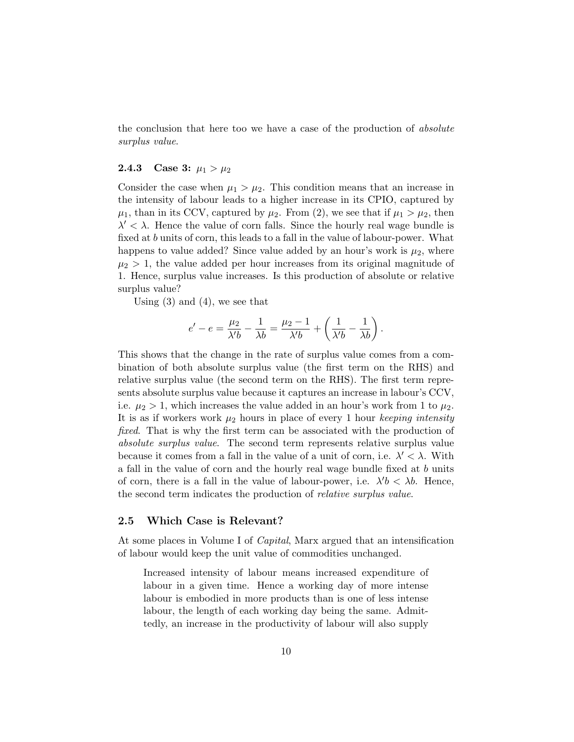the conclusion that here too we have a case of the production of *absolute surplus value*.

### 2.4.3 Case 3: $\mu_1 > \mu_2$

Consider the case when $\mu_1 > \mu_2$. This condition means that an increase in the intensity of labour leads to a higher increase in its CPIO, captured by $\mu_1$, than in its CCV, captured by $\mu_2$. From (2), we see that if $\mu_1 > \mu_2$, then $\lambda' < \lambda$. Hence the value of corn falls. Since the hourly real wage bundle is fixed at $b$ units of corn, this leads to a fall in the value of labour-power. What happens to value added? Since value added by an hour's work is $\mu_2$, where $\mu_2 > 1$, the value added per hour increases from its original magnitude of 1. Hence, surplus value increases. Is this production of absolute or relative surplus value?

Using (3) and (4), we see that

$$e' - e = \frac{\mu_2}{\lambda' b} - \frac{1}{\lambda b} = \frac{\mu_2 - 1}{\lambda' b} + \left( \frac{1}{\lambda' b} - \frac{1}{\lambda b} \right).$$

This shows that the change in the rate of surplus value comes from a combination of both absolute surplus value (the first term on the RHS) and relative surplus value (the second term on the RHS). The first term represents absolute surplus value because it captures an increase in labour's CCV, i.e. $\mu_2 > 1$, which increases the value added in an hour's work from 1 to $\mu_2$. It is as if workers work $\mu_2$ hours in place of every 1 hour *keeping intensity fixed*. That is why the first term can be associated with the production of *absolute surplus value*. The second term represents relative surplus value because it comes from a fall in the value of a unit of corn, i.e. $\lambda' < \lambda$. With a fall in the value of corn and the hourly real wage bundle fixed at $b$ units of corn, there is a fall in the value of labour-power, i.e. $\lambda' b < \lambda b$. Hence, the second term indicates the production of *relative surplus value*.

## 2.5 Which Case is Relevant?

At some places in Volume I of *Capital*, Marx argued that an intensification of labour would keep the unit value of commodities unchanged.

> Increased intensity of labour means increased expenditure of labour in a given time. Hence a working day of more intense labour is embodied in more products than is one of less intense labour, the length of each working day being the same. Admittedly, an increase in the productivity of labour will also supply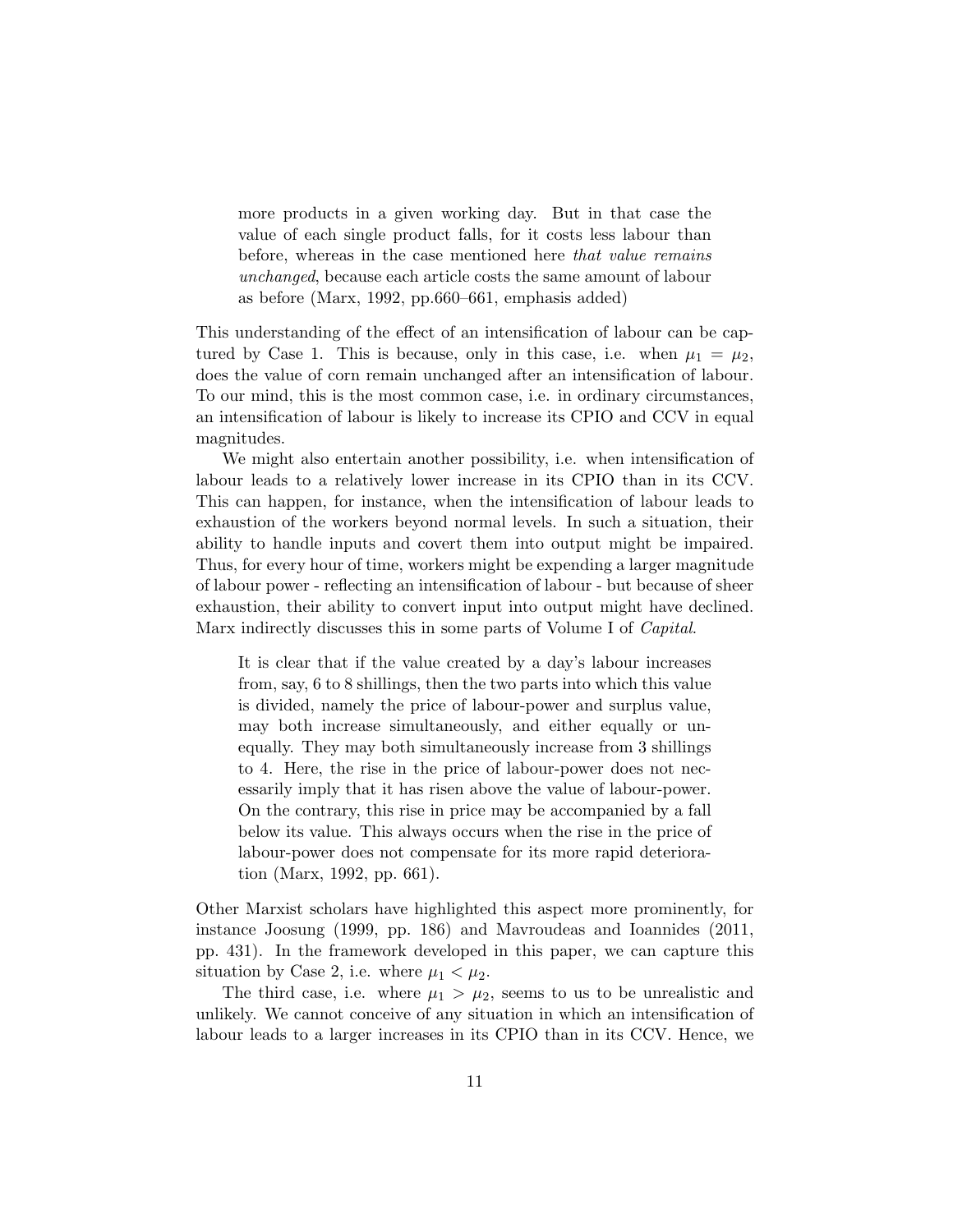> more products in a given working day. But in that case the value of each single product falls, for it costs less labour than before, whereas in the case mentioned here *that value remains unchanged*, because each article costs the same amount of labour as before (Marx, 1992, pp.660–661, emphasis added)

This understanding of the effect of an intensification of labour can be captured by Case 1. This is because, only in this case, i.e. when $\mu_1 = \mu_2$, does the value of corn remain unchanged after an intensification of labour. To our mind, this is the most common case, i.e. in ordinary circumstances, an intensification of labour is likely to increase its CPIO and CCV in equal magnitudes.

We might also entertain another possibility, i.e. when intensification of labour leads to a relatively lower increase in its CPIO than in its CCV. This can happen, for instance, when the intensification of labour leads to exhaustion of the workers beyond normal levels. In such a situation, their ability to handle inputs and covert them into output might be impaired. Thus, for every hour of time, workers might be expending a larger magnitude of labour power - reflecting an intensification of labour - but because of sheer exhaustion, their ability to convert input into output might have declined. Marx indirectly discusses this in some parts of Volume I of *Capital*.

> It is clear that if the value created by a day's labour increases from, say, 6 to 8 shillings, then the two parts into which this value is divided, namely the price of labour-power and surplus value, may both increase simultaneously, and either equally or unequally. They may both simultaneously increase from 3 shillings to 4. Here, the rise in the price of labour-power does not necessarily imply that it has risen above the value of labour-power. On the contrary, this rise in price may be accompanied by a fall below its value. This always occurs when the rise in the price of labour-power does not compensate for its more rapid deterioration (Marx, 1992, pp. 661).

Other Marxist scholars have highlighted this aspect more prominently, for instance Joosung (1999, pp. 186) and Mavroudeas and Ioannides (2011, pp. 431). In the framework developed in this paper, we can capture this situation by Case 2, i.e. where $\mu_1 < \mu_2$.

The third case, i.e. where $\mu_1 > \mu_2$, seems to us to be unrealistic and unlikely. We cannot conceive of any situation in which an intensification of labour leads to a larger increases in its CPIO than in its CCV. Hence, we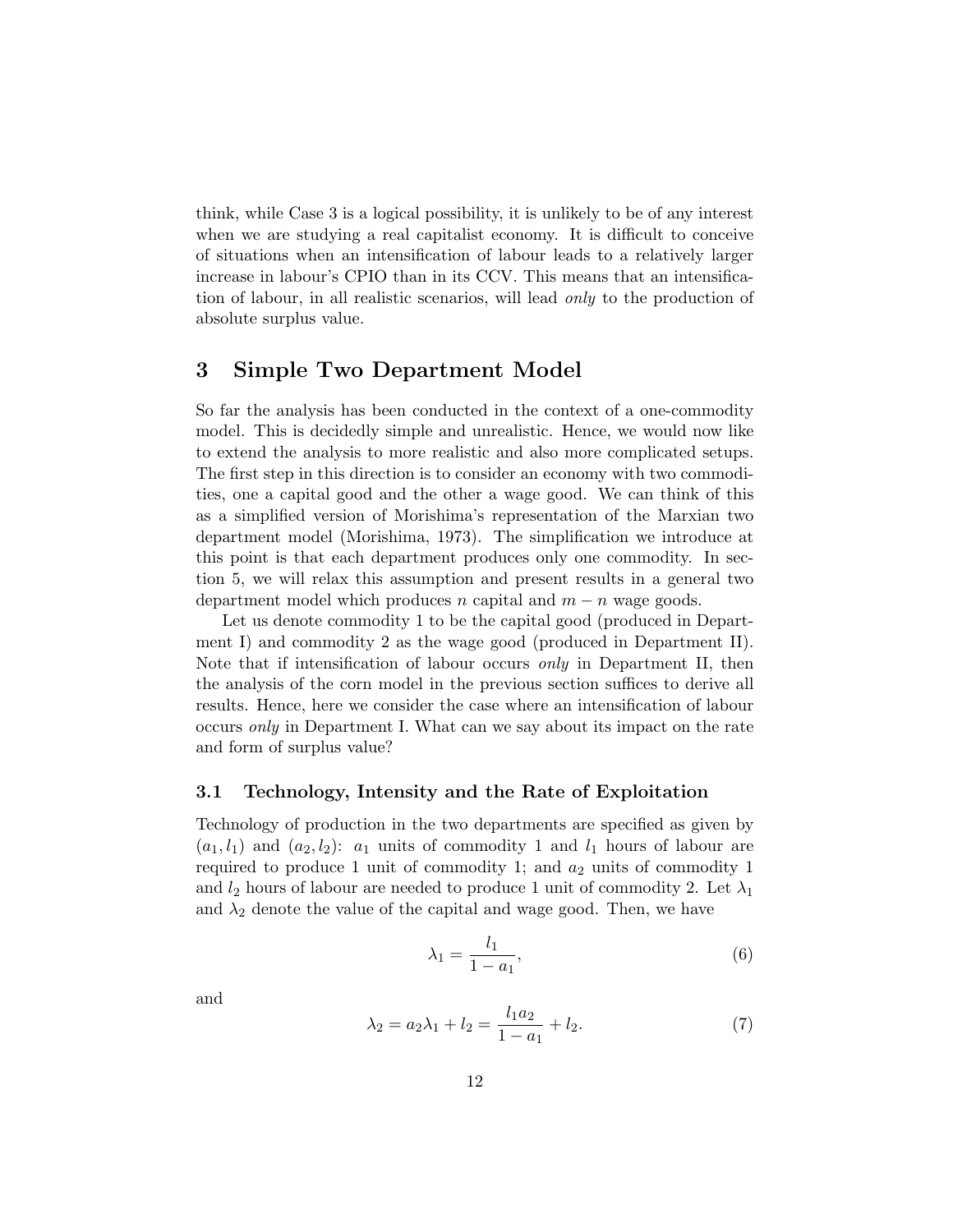think, while Case 3 is a logical possibility, it is unlikely to be of any interest when we are studying a real capitalist economy. It is difficult to conceive of situations when an intensification of labour leads to a relatively larger increase in labour's CPIO than in its CCV. This means that an intensification of labour, in all realistic scenarios, will lead *only* to the production of absolute surplus value.

## 3 Simple Two Department Model

So far the analysis has been conducted in the context of a one-commodity model. This is decidedly simple and unrealistic. Hence, we would now like to extend the analysis to more realistic and also more complicated setups. The first step in this direction is to consider an economy with two commodities, one a capital good and the other a wage good. We can think of this as a simplified version of Morishima's representation of the Marxian two department model (Morishima, 1973). The simplification we introduce at this point is that each department produces only one commodity. In section 5, we will relax this assumption and present results in a general two department model which produces $n$ capital and $m-n$ wage goods.

Let us denote commodity 1 to be the capital good (produced in Department I) and commodity 2 as the wage good (produced in Department II). Note that if intensification of labour occurs *only* in Department II, then the analysis of the corn model in the previous section suffices to derive all results. Hence, here we consider the case where an intensification of labour occurs *only* in Department I. What can we say about its impact on the rate and form of surplus value?

### 3.1 Technology, Intensity and the Rate of Exploitation

Technology of production in the two departments are specified as given by $(a_1, l_1)$ and $(a_2, l_2)$: $a_1$ units of commodity 1 and $l_1$ hours of labour are required to produce 1 unit of commodity 1; and $a_2$ units of commodity 1 and $l_2$ hours of labour are needed to produce 1 unit of commodity 2. Let $\lambda_1$ and $\lambda_2$ denote the value of the capital and wage good. Then, we have

$$\lambda_1 = \frac{l_1}{1-a_1}, \tag{6}$$

and

$$\lambda_2 = a_2\lambda_1 + l_2 = \frac{l_1 a_2}{1-a_1} + l_2. \tag{7}$$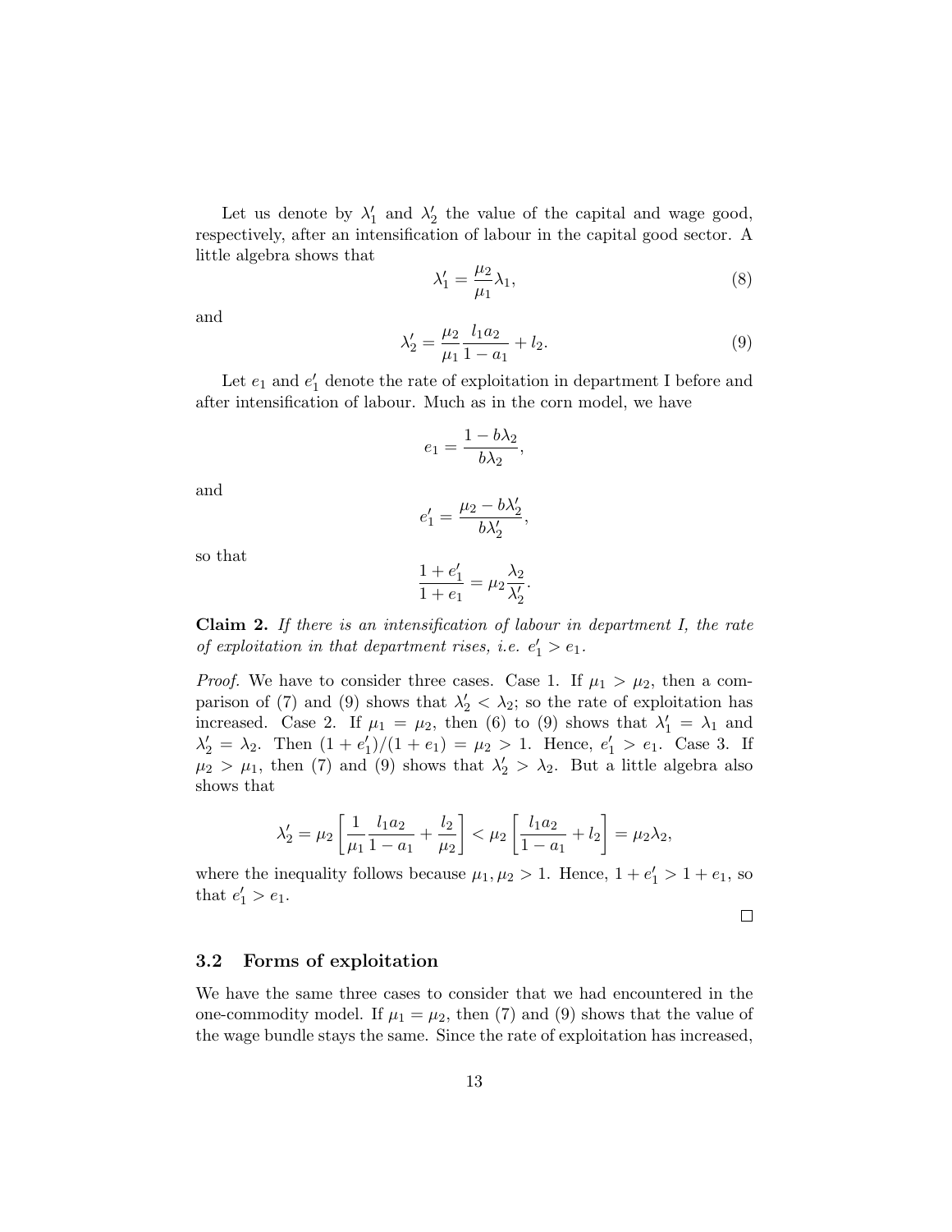Let us denote by $\lambda_1'$ and $\lambda_2'$ the value of the capital and wage good, respectively, after an intensification of labour in the capital good sector. A little algebra shows that

$$\lambda_1' = \frac{\mu_2}{\mu_1}\lambda_1, \tag{8}$$

and

$$\lambda_2' = \frac{\mu_2}{\mu_1}\frac{l_1 a_2}{1-a_1} + l_2. \tag{9}$$

Let $e_1$ and $e_1'$ denote the rate of exploitation in department I before and after intensification of labour. Much as in the corn model, we have

$$e_1 = \frac{1-b\lambda_2}{b\lambda_2},$$

and

$$e_1' = \frac{\mu_2 - b\lambda_2'}{b\lambda_2'},$$

so that

$$\frac{1+e_1'}{1+e_1} = \mu_2\frac{\lambda_2}{\lambda_2'}.$$

**Claim 2.** *If there is an intensification of labour in department I, the rate of exploitation in that department rises, i.e. $e_1' > e_1$.*

*Proof.* We have to consider three cases. Case 1. If $\mu_1 > \mu_2$, then a comparison of (7) and (9) shows that $\lambda_2' < \lambda_2$; so the rate of exploitation has increased. Case 2. If $\mu_1 = \mu_2$, then (6) to (9) shows that $\lambda_1' = \lambda_1$ and $\lambda_2' = \lambda_2$. Then $(1+e_1')/(1+e_1) = \mu_2 > 1$. Hence, $e_1' > e_1$. Case 3. If $\mu_2 > \mu_1$, then (7) and (9) shows that $\lambda_2' > \lambda_2$. But a little algebra also shows that

$$\lambda_2' = \mu_2\left[\frac{1}{\mu_1}\frac{l_1 a_2}{1-a_1} + \frac{l_2}{\mu_2}\right] < \mu_2\left[\frac{l_1 a_2}{1-a_1} + l_2\right] = \mu_2\lambda_2,$$

where the inequality follows because $\mu_1, \mu_2 > 1$. Hence, $1+e_1' > 1+e_1$, so that $e_1' > e_1$.

□

### 3.2 Forms of exploitation

We have the same three cases to consider that we had encountered in the one-commodity model. If $\mu_1 = \mu_2$, then (7) and (9) shows that the value of the wage bundle stays the same. Since the rate of exploitation has increased,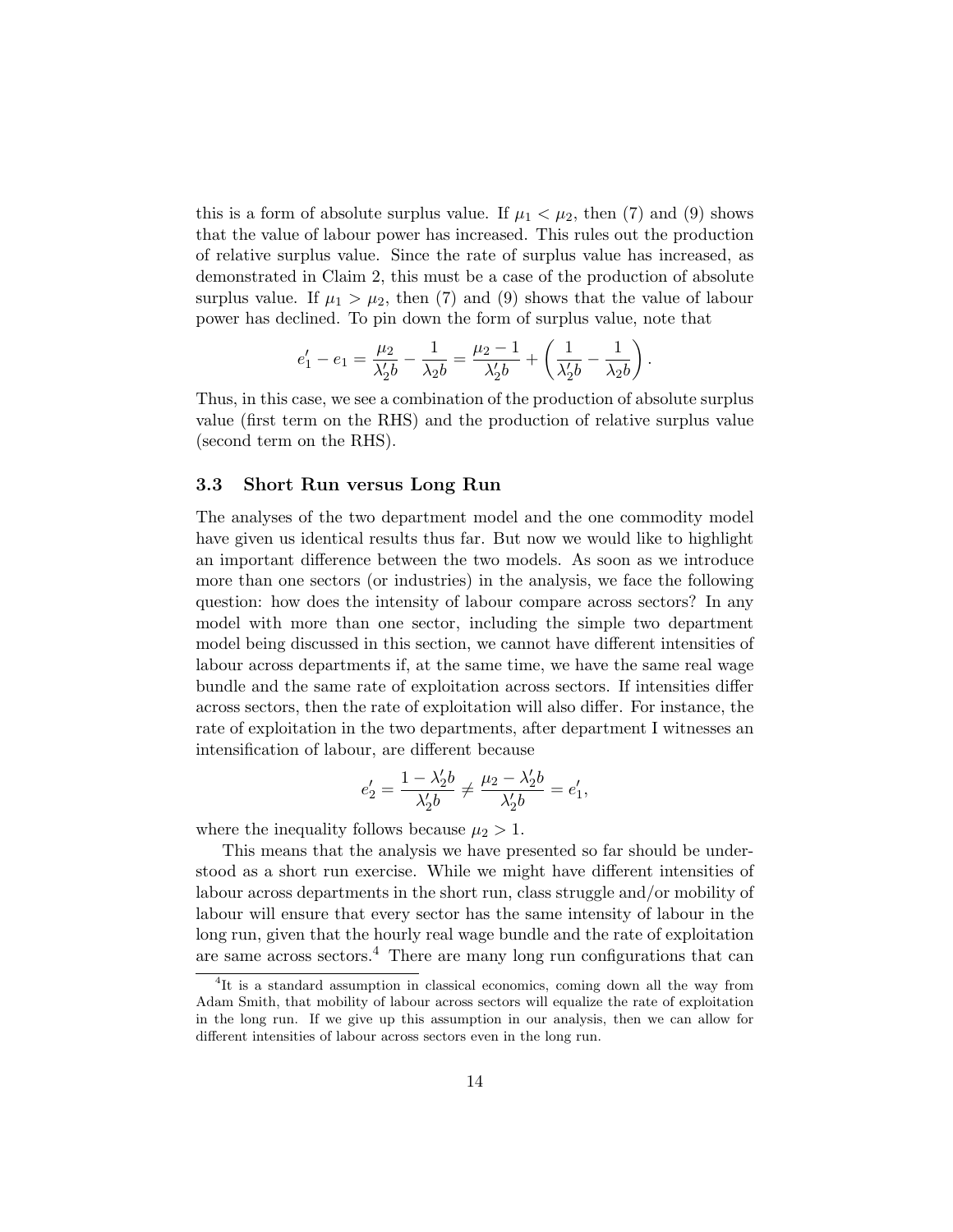this is a form of absolute surplus value. If $\mu_1 < \mu_2$, then (7) and (9) shows that the value of labour power has increased. This rules out the production of relative surplus value. Since the rate of surplus value has increased, as demonstrated in Claim 2, this must be a case of the production of absolute surplus value. If $\mu_1 > \mu_2$, then (7) and (9) shows that the value of labour power has declined. To pin down the form of surplus value, note that

$$e_1' - e_1 = \frac{\mu_2}{\lambda_2' b} - \frac{1}{\lambda_2 b} = \frac{\mu_2 - 1}{\lambda_2' b} + \left( \frac{1}{\lambda_2' b} - \frac{1}{\lambda_2 b} \right).$$

Thus, in this case, we see a combination of the production of absolute surplus value (first term on the RHS) and the production of relative surplus value (second term on the RHS).

### 3.3 Short Run versus Long Run

The analyses of the two department model and the one commodity model have given us identical results thus far. But now we would like to highlight an important difference between the two models. As soon as we introduce more than one sectors (or industries) in the analysis, we face the following question: how does the intensity of labour compare across sectors? In any model with more than one sector, including the simple two department model being discussed in this section, we cannot have different intensities of labour across departments if, at the same time, we have the same real wage bundle and the same rate of exploitation across sectors. If intensities differ across sectors, then the rate of exploitation will also differ. For instance, the rate of exploitation in the two departments, after department I witnesses an intensification of labour, are different because

$$e_2' = \frac{1 - \lambda_2' b}{\lambda_2' b} \neq \frac{\mu_2 - \lambda_2' b}{\lambda_2' b} = e_1',$$

where the inequality follows because $\mu_2 > 1$.

This means that the analysis we have presented so far should be understood as a short run exercise. While we might have different intensities of labour across departments in the short run, class struggle and/or mobility of labour will ensure that every sector has the same intensity of labour in the long run, given that the hourly real wage bundle and the rate of exploitation are same across sectors.[4] There are many long run configurations that can

[4]It is a standard assumption in classical economics, coming down all the way from Adam Smith, that mobility of labour across sectors will equalize the rate of exploitation in the long run. If we give up this assumption in our analysis, then we can allow for different intensities of labour across sectors even in the long run.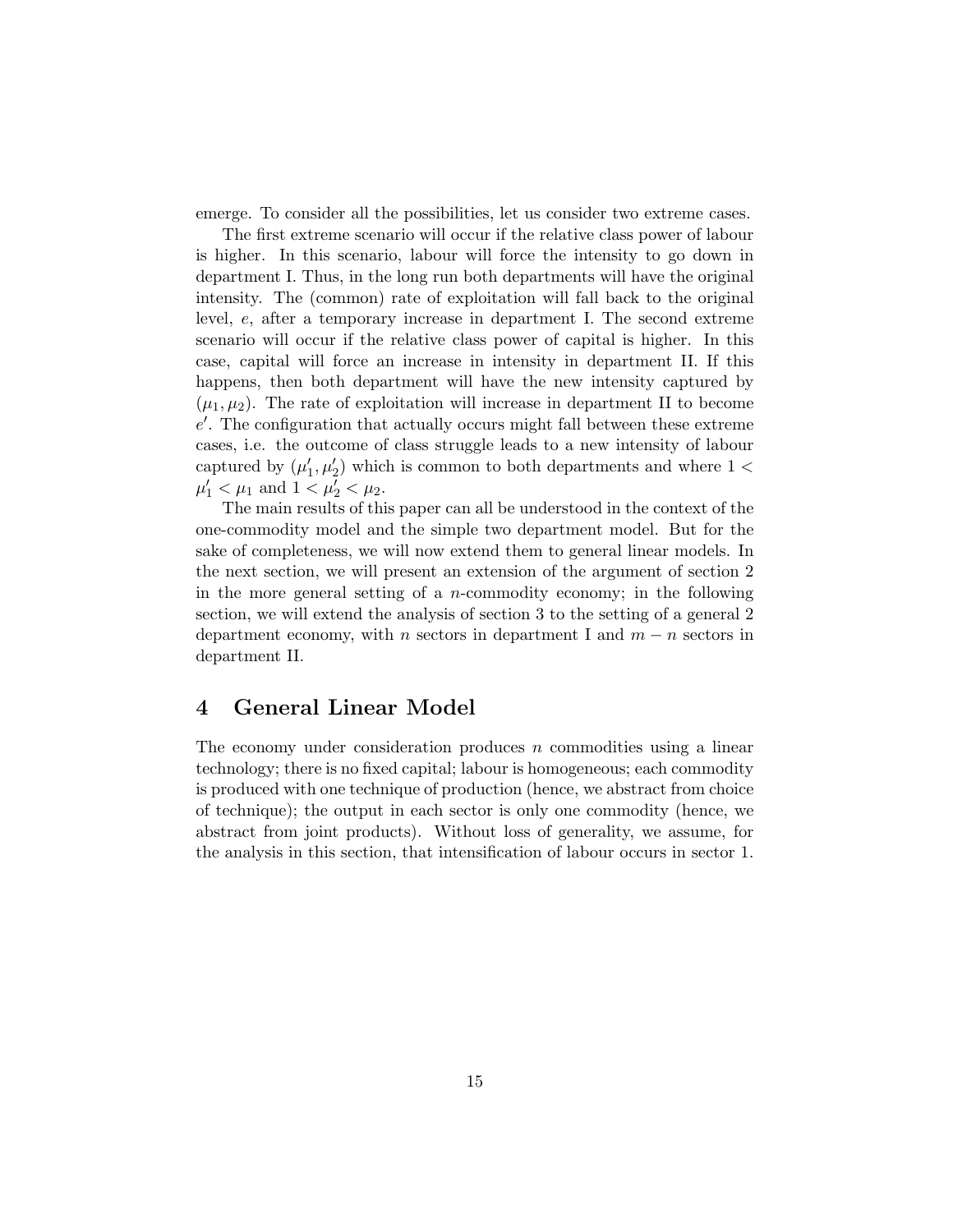emerge. To consider all the possibilities, let us consider two extreme cases.

The first extreme scenario will occur if the relative class power of labour is higher. In this scenario, labour will force the intensity to go down in department I. Thus, in the long run both departments will have the original intensity. The (common) rate of exploitation will fall back to the original level, $e$, after a temporary increase in department I. The second extreme scenario will occur if the relative class power of capital is higher. In this case, capital will force an increase in intensity in department II. If this happens, then both department will have the new intensity captured by $(\mu_1, \mu_2)$. The rate of exploitation will increase in department II to become $e'$. The configuration that actually occurs might fall between these extreme cases, i.e. the outcome of class struggle leads to a new intensity of labour captured by $(\mu_1', \mu_2')$ which is common to both departments and where $1 < \mu_1' < \mu_1$ and $1 < \mu_2' < \mu_2$.

The main results of this paper can all be understood in the context of the one-commodity model and the simple two department model. But for the sake of completeness, we will now extend them to general linear models. In the next section, we will present an extension of the argument of section 2 in the more general setting of a $n$-commodity economy; in the following section, we will extend the analysis of section 3 to the setting of a general 2 department economy, with $n$ sectors in department I and $m - n$ sectors in department II.

## 4 General Linear Model

The economy under consideration produces $n$ commodities using a linear technology; there is no fixed capital; labour is homogeneous; each commodity is produced with one technique of production (hence, we abstract from choice of technique); the output in each sector is only one commodity (hence, we abstract from joint products). Without loss of generality, we assume, for the analysis in this section, that intensification of labour occurs in sector 1.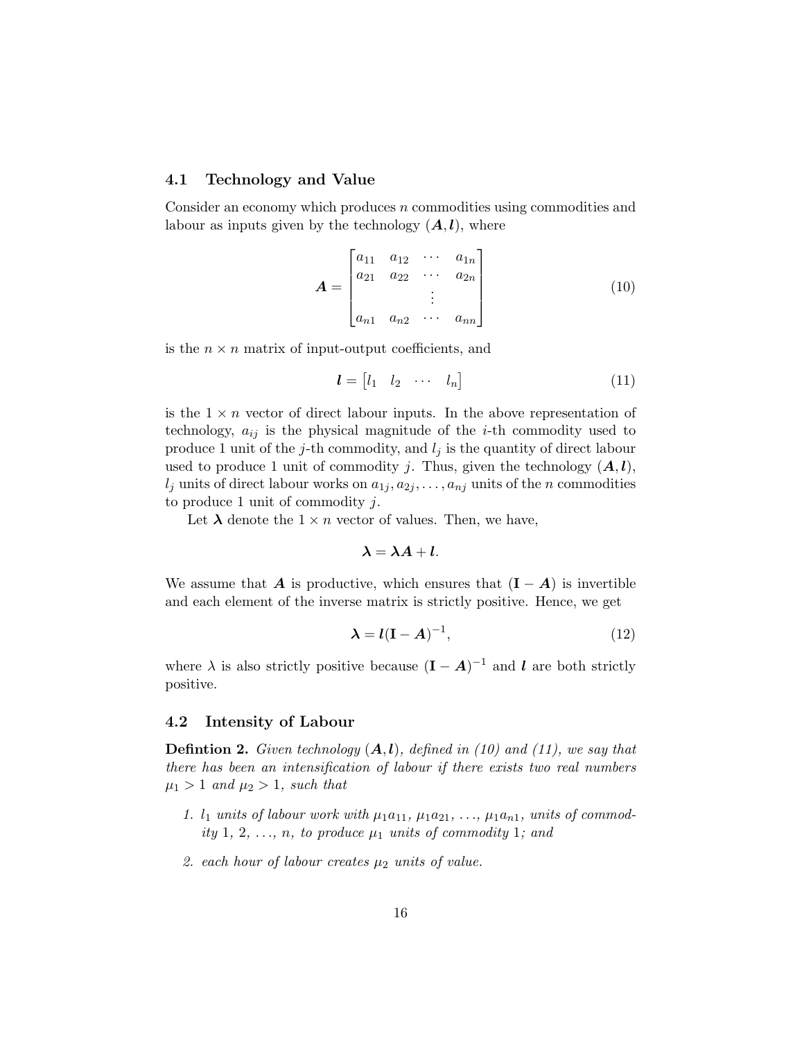### 4.1 Technology and Value

Consider an economy which produces $n$ commodities using commodities and labour as inputs given by the technology $(\boldsymbol{A}, \boldsymbol{l})$, where

$$\boldsymbol{A} = \begin{bmatrix} a_{11} & a_{12} & \cdots & a_{1n} \\ a_{21} & a_{22} & \cdots & a_{2n} \\ & & \vdots & \\ a_{n1} & a_{n2} & \cdots & a_{nn} \end{bmatrix} \tag{10}$$

is the $n \times n$ matrix of input-output coefficients, and

$$\boldsymbol{l} = \begin{bmatrix} l_1 & l_2 & \cdots & l_n \end{bmatrix} \tag{11}$$

is the $1 \times n$ vector of direct labour inputs. In the above representation of technology, $a_{ij}$ is the physical magnitude of the $i$-th commodity used to produce 1 unit of the $j$-th commodity, and $l_j$ is the quantity of direct labour used to produce 1 unit of commodity $j$. Thus, given the technology $(\boldsymbol{A}, \boldsymbol{l})$, $l_j$ units of direct labour works on $a_{1j}, a_{2j}, \ldots, a_{nj}$ units of the $n$ commodities to produce 1 unit of commodity $j$.

Let $\boldsymbol{\lambda}$ denote the $1 \times n$ vector of values. Then, we have,

$$\boldsymbol{\lambda} = \boldsymbol{\lambda} \boldsymbol{A} + \boldsymbol{l}.$$

We assume that $\boldsymbol{A}$ is productive, which ensures that $(\mathbf{I} - \boldsymbol{A})$ is invertible and each element of the inverse matrix is strictly positive. Hence, we get

$$\boldsymbol{\lambda} = \boldsymbol{l}(\mathbf{I} - \boldsymbol{A})^{-1}, \tag{12}$$

where $\lambda$ is also strictly positive because $(\mathbf{I} - \boldsymbol{A})^{-1}$ and $\boldsymbol{l}$ are both strictly positive.

### 4.2 Intensity of Labour

**Defintion 2.** *Given technology $(\boldsymbol{A}, \boldsymbol{l})$, defined in (10) and (11), we say that there has been an intensification of labour if there exists two real numbers $\mu_1 > 1$ and $\mu_2 > 1$, such that*

1. *$l_1$ units of labour work with $\mu_1 a_{11}$, $\mu_1 a_{21}$, ..., $\mu_1 a_{n1}$, units of commodity 1, 2, ..., $n$, to produce $\mu_1$ units of commodity 1; and*

2. *each hour of labour creates $\mu_2$ units of value.*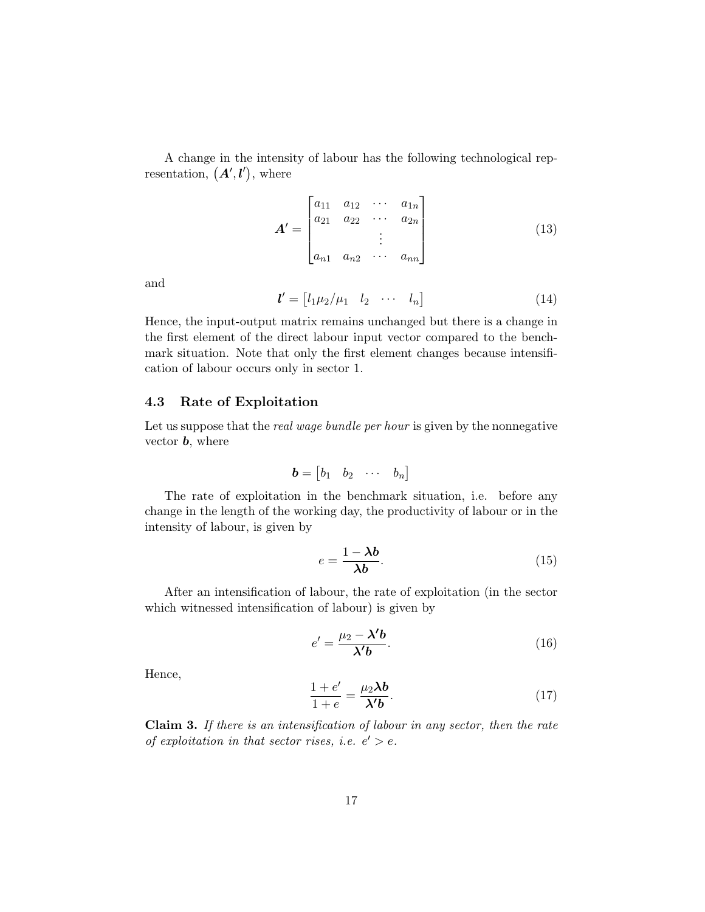A change in the intensity of labour has the following technological representation, $(\boldsymbol{A}', \boldsymbol{l}')$, where

$$
\boldsymbol{A}' = \begin{bmatrix} a_{11} & a_{12} & \cdots & a_{1n} \\ a_{21} & a_{22} & \cdots & a_{2n} \\ & & \vdots & \\ a_{n1} & a_{n2} & \cdots & a_{nn} \end{bmatrix} \tag{13}
$$

and

$$
\boldsymbol{l}' = \begin{bmatrix} l_1 \mu_2/\mu_1 & l_2 & \cdots & l_n \end{bmatrix} \tag{14}
$$

Hence, the input-output matrix remains unchanged but there is a change in the first element of the direct labour input vector compared to the benchmark situation. Note that only the first element changes because intensification of labour occurs only in sector 1.

### 4.3 Rate of Exploitation

Let us suppose that the *real wage bundle per hour* is given by the nonnegative vector $\boldsymbol{b}$, where

$$
\boldsymbol{b} = \begin{bmatrix} b_1 & b_2 & \cdots & b_n \end{bmatrix}
$$

The rate of exploitation in the benchmark situation, i.e. before any change in the length of the working day, the productivity of labour or in the intensity of labour, is given by

$$
e = \frac{1 - \boldsymbol{\lambda b}}{\boldsymbol{\lambda b}}. \tag{15}
$$

After an intensification of labour, the rate of exploitation (in the sector which witnessed intensification of labour) is given by

$$
e' = \frac{\mu_2 - \boldsymbol{\lambda}' \boldsymbol{b}}{\boldsymbol{\lambda}' \boldsymbol{b}}. \tag{16}
$$

Hence,

$$
\frac{1 + e'}{1 + e} = \frac{\mu_2 \boldsymbol{\lambda b}}{\boldsymbol{\lambda}' \boldsymbol{b}}. \tag{17}
$$

**Claim 3.** *If there is an intensification of labour in any sector, then the rate of exploitation in that sector rises, i.e.* $e' > e$.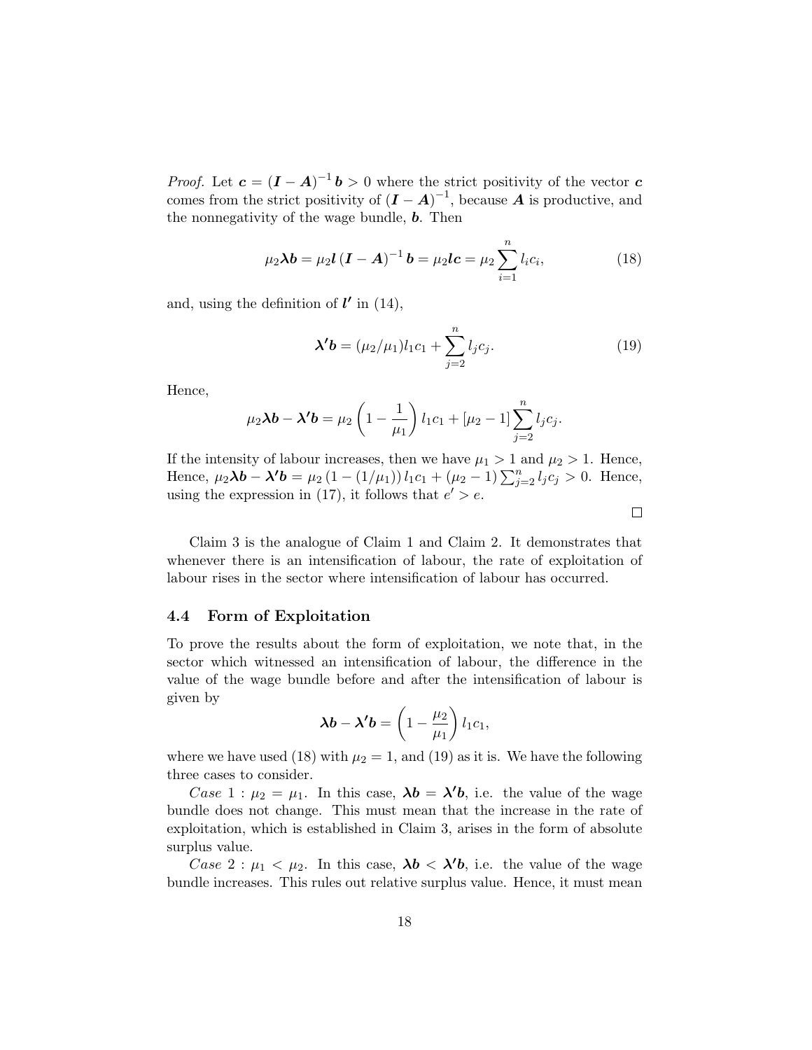*Proof.* Let $\boldsymbol{c} = (\boldsymbol{I} - \boldsymbol{A})^{-1} \boldsymbol{b} > 0$ where the strict positivity of the vector $\boldsymbol{c}$ comes from the strict positivity of $(\boldsymbol{I} - \boldsymbol{A})^{-1}$, because $\boldsymbol{A}$ is productive, and the nonnegativity of the wage bundle, $\boldsymbol{b}$. Then

$$\mu_2 \boldsymbol{\lambda b} = \mu_2 \boldsymbol{l} (\boldsymbol{I} - \boldsymbol{A})^{-1} \boldsymbol{b} = \mu_2 \boldsymbol{l c} = \mu_2 \sum_{i=1}^{n} l_i c_i, \tag{18}$$

and, using the definition of $\boldsymbol{l'}$ in (14),

$$\boldsymbol{\lambda' b} = (\mu_2/\mu_1) l_1 c_1 + \sum_{j=2}^{n} l_j c_j. \tag{19}$$

Hence,

$$\mu_2 \boldsymbol{\lambda b} - \boldsymbol{\lambda' b} = \mu_2 \left(1 - \frac{1}{\mu_1}\right) l_1 c_1 + [\mu_2 - 1] \sum_{j=2}^{n} l_j c_j.$$

If the intensity of labour increases, then we have $\mu_1 > 1$ and $\mu_2 > 1$. Hence, Hence, $\mu_2 \boldsymbol{\lambda b} - \boldsymbol{\lambda' b} = \mu_2 (1 - (1/\mu_1)) l_1 c_1 + (\mu_2 - 1) \sum_{j=2}^{n} l_j c_j > 0$. Hence, using the expression in (17), it follows that $e' > e$.

□

Claim 3 is the analogue of Claim 1 and Claim 2. It demonstrates that whenever there is an intensification of labour, the rate of exploitation of labour rises in the sector where intensification of labour has occurred.

### 4.4 Form of Exploitation

To prove the results about the form of exploitation, we note that, in the sector which witnessed an intensification of labour, the difference in the value of the wage bundle before and after the intensification of labour is given by

$$\boldsymbol{\lambda b} - \boldsymbol{\lambda' b} = \left(1 - \frac{\mu_2}{\mu_1}\right) l_1 c_1,$$

where we have used (18) with $\mu_2 = 1$, and (19) as it is. We have the following three cases to consider.

*Case* 1 : $\mu_2 = \mu_1$. In this case, $\boldsymbol{\lambda b} = \boldsymbol{\lambda' b}$, i.e. the value of the wage bundle does not change. This must mean that the increase in the rate of exploitation, which is established in Claim 3, arises in the form of absolute surplus value.

*Case* 2 : $\mu_1 < \mu_2$. In this case, $\boldsymbol{\lambda b} < \boldsymbol{\lambda' b}$, i.e. the value of the wage bundle increases. This rules out relative surplus value. Hence, it must mean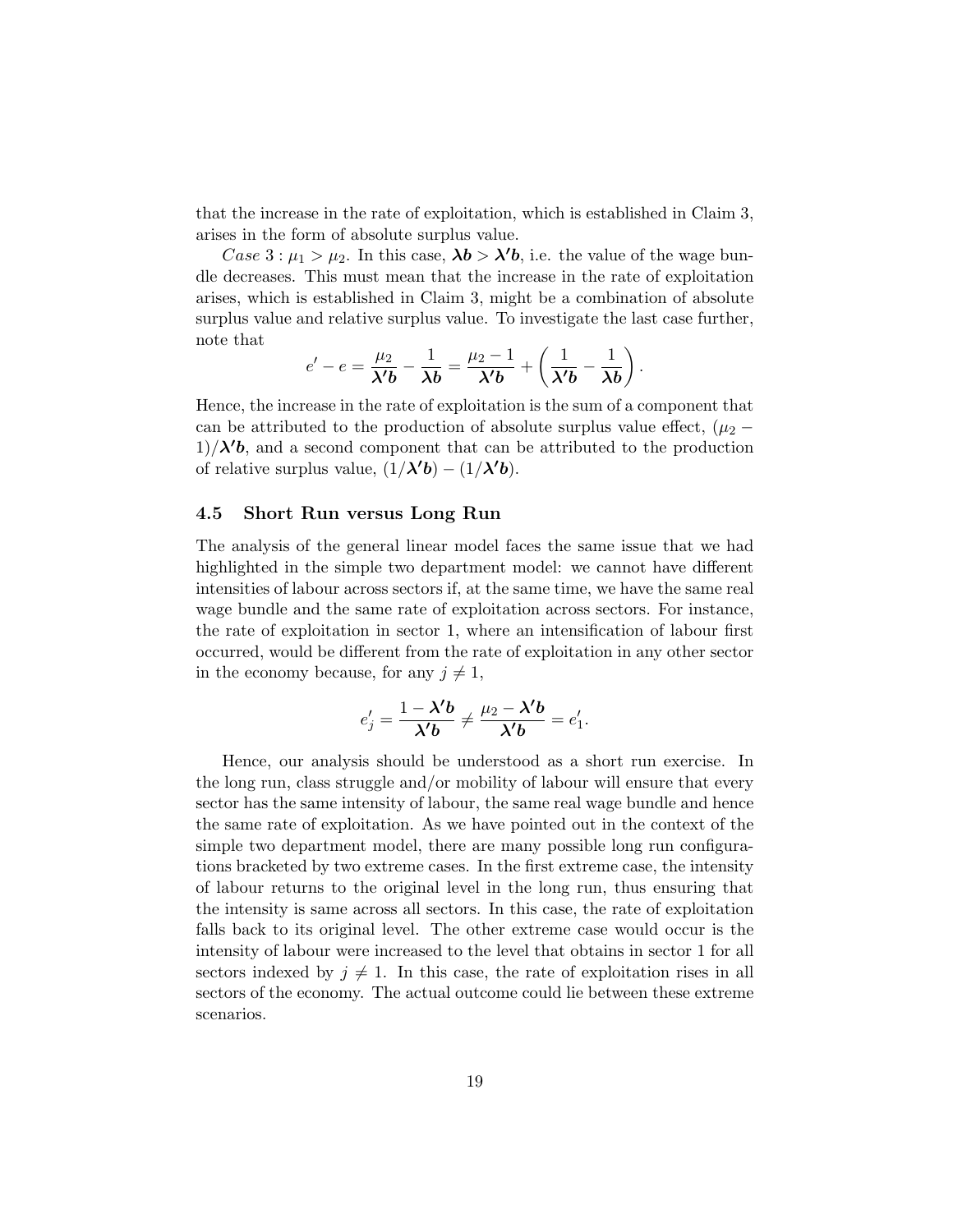that the increase in the rate of exploitation, which is established in Claim 3, arises in the form of absolute surplus value.

*Case* $3 : \mu_1 > \mu_2$. In this case, $\boldsymbol{\lambda b} > \boldsymbol{\lambda' b}$, i.e. the value of the wage bundle decreases. This must mean that the increase in the rate of exploitation arises, which is established in Claim 3, might be a combination of absolute surplus value and relative surplus value. To investigate the last case further, note that

$$e' - e = \frac{\mu_2}{\boldsymbol{\lambda' b}} - \frac{1}{\boldsymbol{\lambda b}} = \frac{\mu_2 - 1}{\boldsymbol{\lambda' b}} + \left( \frac{1}{\boldsymbol{\lambda' b}} - \frac{1}{\boldsymbol{\lambda b}} \right).$$

Hence, the increase in the rate of exploitation is the sum of a component that can be attributed to the production of absolute surplus value effect, $(\mu_2 - 1)/\boldsymbol{\lambda' b}$, and a second component that can be attributed to the production of relative surplus value, $(1/\boldsymbol{\lambda' b}) - (1/\boldsymbol{\lambda' b})$.

### 4.5 Short Run versus Long Run

The analysis of the general linear model faces the same issue that we had highlighted in the simple two department model: we cannot have different intensities of labour across sectors if, at the same time, we have the same real wage bundle and the same rate of exploitation across sectors. For instance, the rate of exploitation in sector 1, where an intensification of labour first occurred, would be different from the rate of exploitation in any other sector in the economy because, for any $j \neq 1$,

$$e'_j = \frac{1 - \boldsymbol{\lambda' b}}{\boldsymbol{\lambda' b}} \neq \frac{\mu_2 - \boldsymbol{\lambda' b}}{\boldsymbol{\lambda' b}} = e'_1.$$

Hence, our analysis should be understood as a short run exercise. In the long run, class struggle and/or mobility of labour will ensure that every sector has the same intensity of labour, the same real wage bundle and hence the same rate of exploitation. As we have pointed out in the context of the simple two department model, there are many possible long run configurations bracketed by two extreme cases. In the first extreme case, the intensity of labour returns to the original level in the long run, thus ensuring that the intensity is same across all sectors. In this case, the rate of exploitation falls back to its original level. The other extreme case would occur is the intensity of labour were increased to the level that obtains in sector 1 for all sectors indexed by $j \neq 1$. In this case, the rate of exploitation rises in all sectors of the economy. The actual outcome could lie between these extreme scenarios.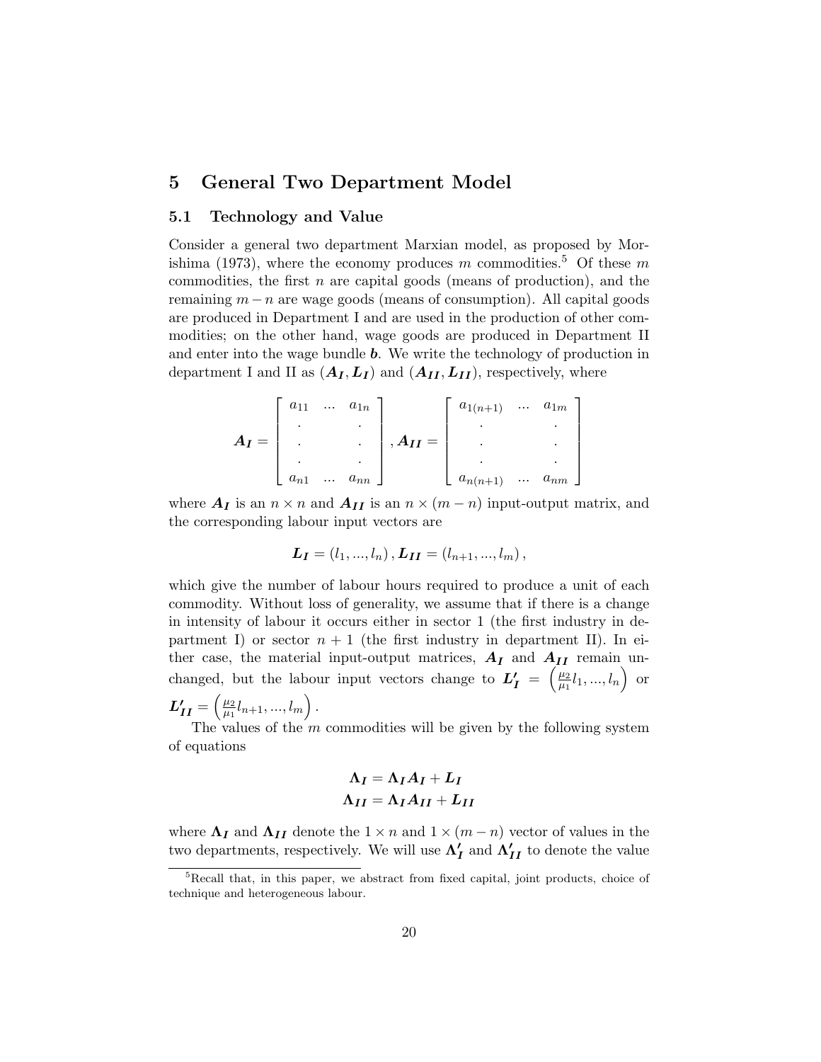## 5 General Two Department Model

### 5.1 Technology and Value

Consider a general two department Marxian model, as proposed by Morishima (1973), where the economy produces $m$ commodities.[5] Of these $m$ commodities, the first $n$ are capital goods (means of production), and the remaining $m-n$ are wage goods (means of consumption). All capital goods are produced in Department I and are used in the production of other commodities; on the other hand, wage goods are produced in Department II and enter into the wage bundle $\boldsymbol{b}$. We write the technology of production in department I and II as $(\boldsymbol{A_I}, \boldsymbol{L_I})$ and $(\boldsymbol{A_{II}}, \boldsymbol{L_{II}})$, respectively, where

$$\boldsymbol{A_I} = \begin{bmatrix} a_{11} & \dots & a_{1n} \\ . & & . \\ . & & . \\ . & & . \\ a_{n1} & \dots & a_{nn} \end{bmatrix}, \boldsymbol{A_{II}} = \begin{bmatrix} a_{1(n+1)} & \dots & a_{1m} \\ . & & . \\ . & & . \\ . & & . \\ a_{n(n+1)} & \dots & a_{nm} \end{bmatrix}$$

where $\boldsymbol{A_I}$ is an $n \times n$ and $\boldsymbol{A_{II}}$ is an $n \times (m-n)$ input-output matrix, and the corresponding labour input vectors are

$$\boldsymbol{L_I} = (l_1, ..., l_n), \boldsymbol{L_{II}} = (l_{n+1}, ..., l_m),$$

which give the number of labour hours required to produce a unit of each commodity. Without loss of generality, we assume that if there is a change in intensity of labour it occurs either in sector 1 (the first industry in department I) or sector $n+1$ (the first industry in department II). In either case, the material input-output matrices, $\boldsymbol{A_I}$ and $\boldsymbol{A_{II}}$ remain unchanged, but the labour input vectors change to $\boldsymbol{L'_I} = \left(\frac{\mu_2}{\mu_1} l_1, ..., l_n\right)$ or $\boldsymbol{L'_{II}} = \left(\frac{\mu_2}{\mu_1} l_{n+1}, ..., l_m\right)$.

The values of the $m$ commodities will be given by the following system of equations

$$\begin{aligned} \boldsymbol{\Lambda_I} &= \boldsymbol{\Lambda_I} \boldsymbol{A_I} + \boldsymbol{L_I} \\ \boldsymbol{\Lambda_{II}} &= \boldsymbol{\Lambda_I} \boldsymbol{A_{II}} + \boldsymbol{L_{II}} \end{aligned}$$

where $\boldsymbol{\Lambda_I}$ and $\boldsymbol{\Lambda_{II}}$ denote the $1 \times n$ and $1 \times (m-n)$ vector of values in the two departments, respectively. We will use $\boldsymbol{\Lambda'_I}$ and $\boldsymbol{\Lambda'_{II}}$ to denote the value

[5] Recall that, in this paper, we abstract from fixed capital, joint products, choice of technique and heterogeneous labour.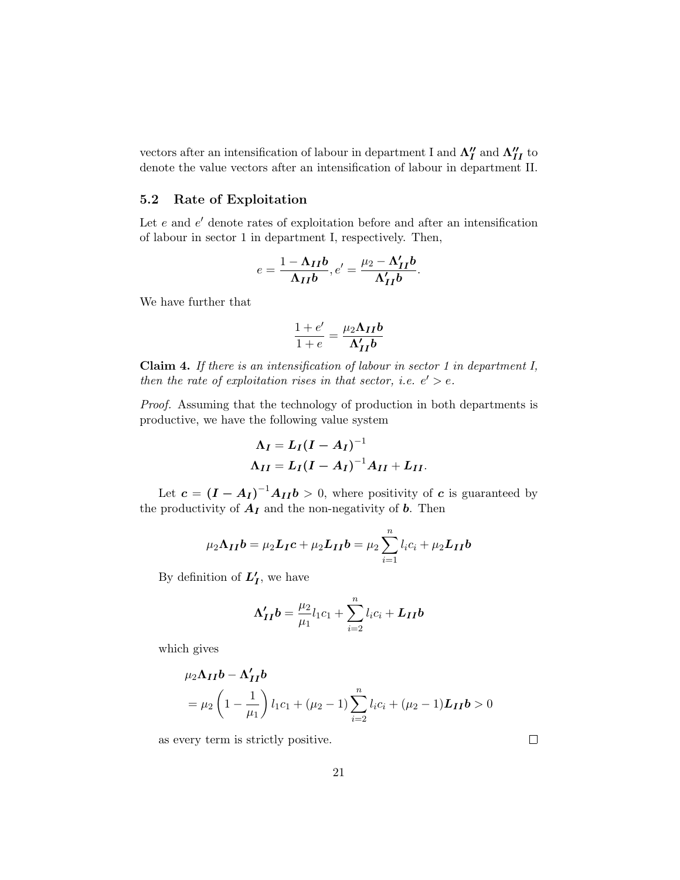vectors after an intensification of labour in department I and $\boldsymbol{\Lambda_I''}$ and $\boldsymbol{\Lambda_{II}''}$ to denote the value vectors after an intensification of labour in department II.

## 5.2 Rate of Exploitation

Let $e$ and $e'$ denote rates of exploitation before and after an intensification of labour in sector 1 in department I, respectively. Then,

$$e = \frac{1 - \boldsymbol{\Lambda_{II} b}}{\boldsymbol{\Lambda_{II} b}}, e' = \frac{\mu_2 - \boldsymbol{\Lambda'_{II} b}}{\boldsymbol{\Lambda'_{II} b}}.$$

We have further that

$$\frac{1+e'}{1+e} = \frac{\mu_2 \boldsymbol{\Lambda_{II} b}}{\boldsymbol{\Lambda'_{II} b}}$$

**Claim 4.** *If there is an intensification of labour in sector 1 in department I, then the rate of exploitation rises in that sector, i.e. $e' > e$.*

*Proof.* Assuming that the technology of production in both departments is productive, we have the following value system

$$\boldsymbol{\Lambda_I} = \boldsymbol{L_I}(\boldsymbol{I} - \boldsymbol{A_I})^{-1}$$
$$\boldsymbol{\Lambda_{II}} = \boldsymbol{L_I}(\boldsymbol{I} - \boldsymbol{A_I})^{-1}\boldsymbol{A_{II}} + \boldsymbol{L_{II}}.$$

Let $\boldsymbol{c} = (\boldsymbol{I} - \boldsymbol{A_I})^{-1}\boldsymbol{A_{II} b} > 0$, where positivity of $\boldsymbol{c}$ is guaranteed by the productivity of $\boldsymbol{A_I}$ and the non-negativity of $\boldsymbol{b}$. Then

$$\mu_2 \boldsymbol{\Lambda_{II} b} = \mu_2 \boldsymbol{L_I c} + \mu_2 \boldsymbol{L_{II} b} = \mu_2 \sum_{i=1}^{n} l_i c_i + \mu_2 \boldsymbol{L_{II} b}$$

By definition of $\boldsymbol{L'_I}$, we have

$$\boldsymbol{\Lambda'_{II} b} = \frac{\mu_2}{\mu_1} l_1 c_1 + \sum_{i=2}^{n} l_i c_i + \boldsymbol{L_{II} b}$$

which gives

$$\begin{aligned} &\mu_2 \boldsymbol{\Lambda_{II} b} - \boldsymbol{\Lambda'_{II} b} \\ &= \mu_2 \left(1 - \frac{1}{\mu_1}\right) l_1 c_1 + (\mu_2 - 1) \sum_{i=2}^{n} l_i c_i + (\mu_2 - 1) \boldsymbol{L_{II} b} > 0 \end{aligned}$$

as every term is strictly positive. ◻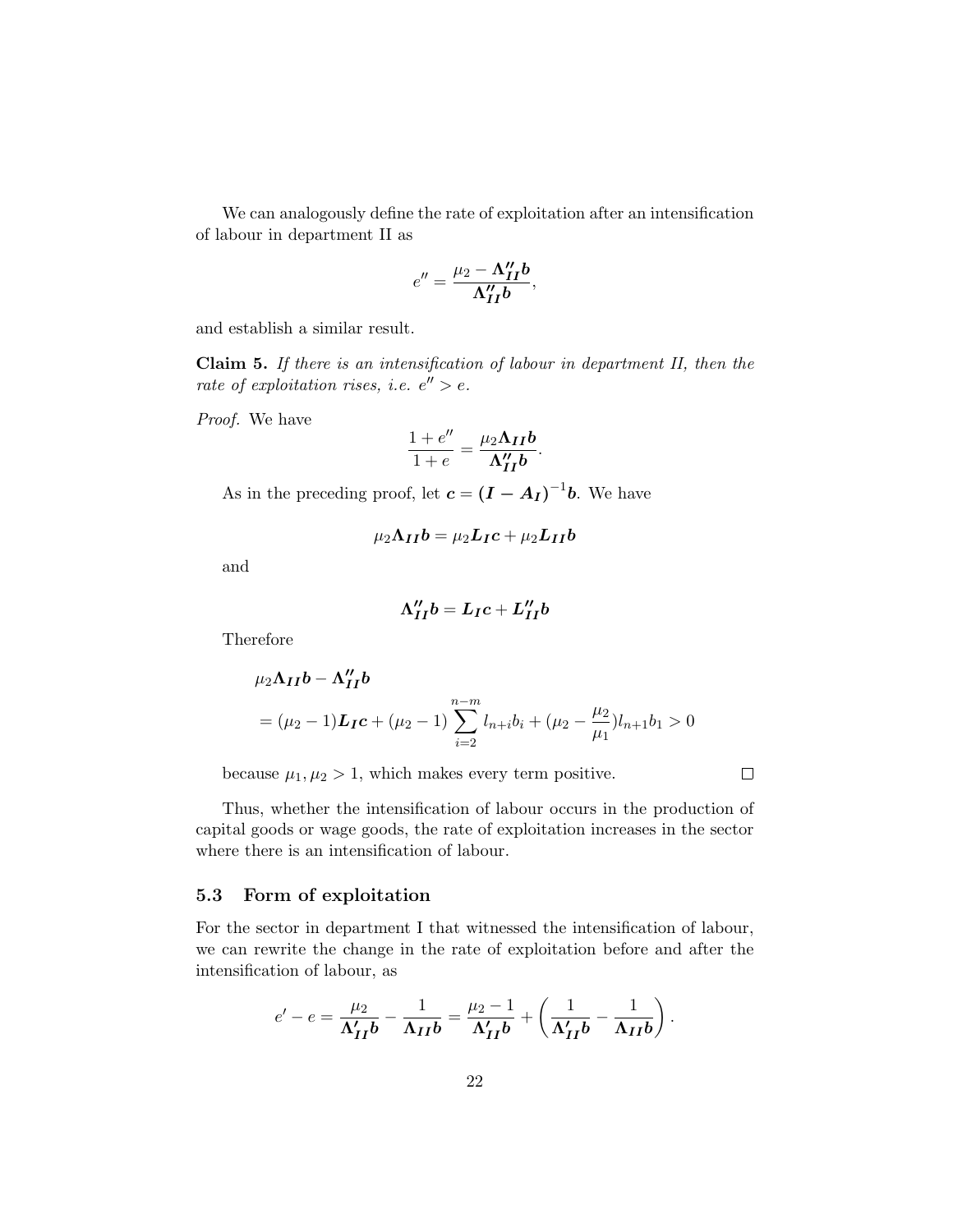We can analogously define the rate of exploitation after an intensification of labour in department II as

$$e'' = \frac{\mu_2 - \boldsymbol{\Lambda''_{II}} \boldsymbol{b}}{\boldsymbol{\Lambda''_{II}} \boldsymbol{b}},$$

and establish a similar result.

**Claim 5.** *If there is an intensification of labour in department II, then the rate of exploitation rises, i.e. $e'' > e$.*

*Proof.* We have

$$\frac{1 + e''}{1 + e} = \frac{\mu_2 \boldsymbol{\Lambda_{II}} \boldsymbol{b}}{\boldsymbol{\Lambda''_{II}} \boldsymbol{b}}.$$

As in the preceding proof, let $\boldsymbol{c} = (\boldsymbol{I} - \boldsymbol{A_I})^{-1} \boldsymbol{b}$. We have

$$\mu_2 \boldsymbol{\Lambda_{II}} \boldsymbol{b} = \mu_2 \boldsymbol{L_I} \boldsymbol{c} + \mu_2 \boldsymbol{L_{II}} \boldsymbol{b}$$

and

$$\boldsymbol{\Lambda''_{II}} \boldsymbol{b} = \boldsymbol{L_I} \boldsymbol{c} + \boldsymbol{L''_{II}} \boldsymbol{b}$$

Therefore

$$\begin{aligned}
&\mu_2 \boldsymbol{\Lambda_{II}} \boldsymbol{b} - \boldsymbol{\Lambda''_{II}} \boldsymbol{b} \\
&= (\mu_2 - 1) \boldsymbol{L_I} \boldsymbol{c} + (\mu_2 - 1) \sum_{i=2}^{n-m} l_{n+i} b_i + (\mu_2 - \frac{\mu_2}{\mu_1}) l_{n+1} b_1 > 0
\end{aligned}$$

because $\mu_1, \mu_2 > 1$, which makes every term positive. $\square$

Thus, whether the intensification of labour occurs in the production of capital goods or wage goods, the rate of exploitation increases in the sector where there is an intensification of labour.

### 5.3 Form of exploitation

For the sector in department I that witnessed the intensification of labour, we can rewrite the change in the rate of exploitation before and after the intensification of labour, as

$$e' - e = \frac{\mu_2}{\boldsymbol{\Lambda'_{II}} \boldsymbol{b}} - \frac{1}{\boldsymbol{\Lambda_{II}} \boldsymbol{b}} = \frac{\mu_2 - 1}{\boldsymbol{\Lambda'_{II}} \boldsymbol{b}} + \left( \frac{1}{\boldsymbol{\Lambda'_{II}} \boldsymbol{b}} - \frac{1}{\boldsymbol{\Lambda_{II}} \boldsymbol{b}} \right).$$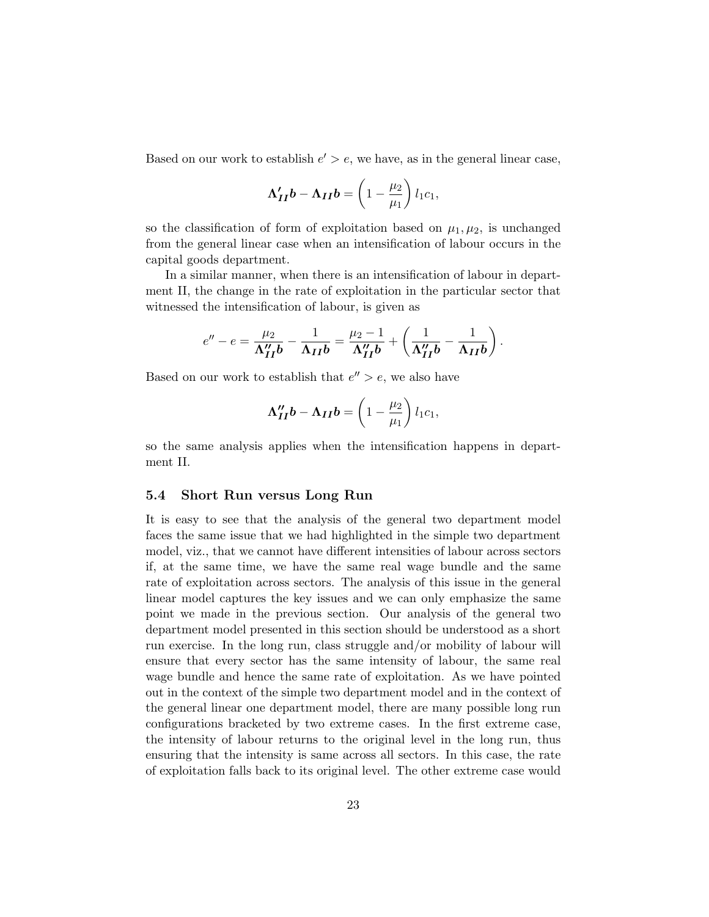Based on our work to establish $e' > e$, we have, as in the general linear case,

$$\boldsymbol{\Lambda}'_{\boldsymbol{II}}\boldsymbol{b} - \boldsymbol{\Lambda}_{\boldsymbol{II}}\boldsymbol{b} = \left(1 - \frac{\mu_2}{\mu_1}\right) l_1 c_1,$$

so the classification of form of exploitation based on $\mu_1, \mu_2$, is unchanged from the general linear case when an intensification of labour occurs in the capital goods department.

In a similar manner, when there is an intensification of labour in department II, the change in the rate of exploitation in the particular sector that witnessed the intensification of labour, is given as

$$e'' - e = \frac{\mu_2}{\boldsymbol{\Lambda}''_{\boldsymbol{II}}\boldsymbol{b}} - \frac{1}{\boldsymbol{\Lambda}_{\boldsymbol{II}}\boldsymbol{b}} = \frac{\mu_2 - 1}{\boldsymbol{\Lambda}''_{\boldsymbol{II}}\boldsymbol{b}} + \left(\frac{1}{\boldsymbol{\Lambda}''_{\boldsymbol{II}}\boldsymbol{b}} - \frac{1}{\boldsymbol{\Lambda}_{\boldsymbol{II}}\boldsymbol{b}}\right).$$

Based on our work to establish that $e'' > e$, we also have

$$\boldsymbol{\Lambda}''_{\boldsymbol{II}}\boldsymbol{b} - \boldsymbol{\Lambda}_{\boldsymbol{II}}\boldsymbol{b} = \left(1 - \frac{\mu_2}{\mu_1}\right) l_1 c_1,$$

so the same analysis applies when the intensification happens in department II.

### 5.4 Short Run versus Long Run

It is easy to see that the analysis of the general two department model faces the same issue that we had highlighted in the simple two department model, viz., that we cannot have different intensities of labour across sectors if, at the same time, we have the same real wage bundle and the same rate of exploitation across sectors. The analysis of this issue in the general linear model captures the key issues and we can only emphasize the same point we made in the previous section. Our analysis of the general two department model presented in this section should be understood as a short run exercise. In the long run, class struggle and/or mobility of labour will ensure that every sector has the same intensity of labour, the same real wage bundle and hence the same rate of exploitation. As we have pointed out in the context of the simple two department model and in the context of the general linear one department model, there are many possible long run configurations bracketed by two extreme cases. In the first extreme case, the intensity of labour returns to the original level in the long run, thus ensuring that the intensity is same across all sectors. In this case, the rate of exploitation falls back to its original level. The other extreme case would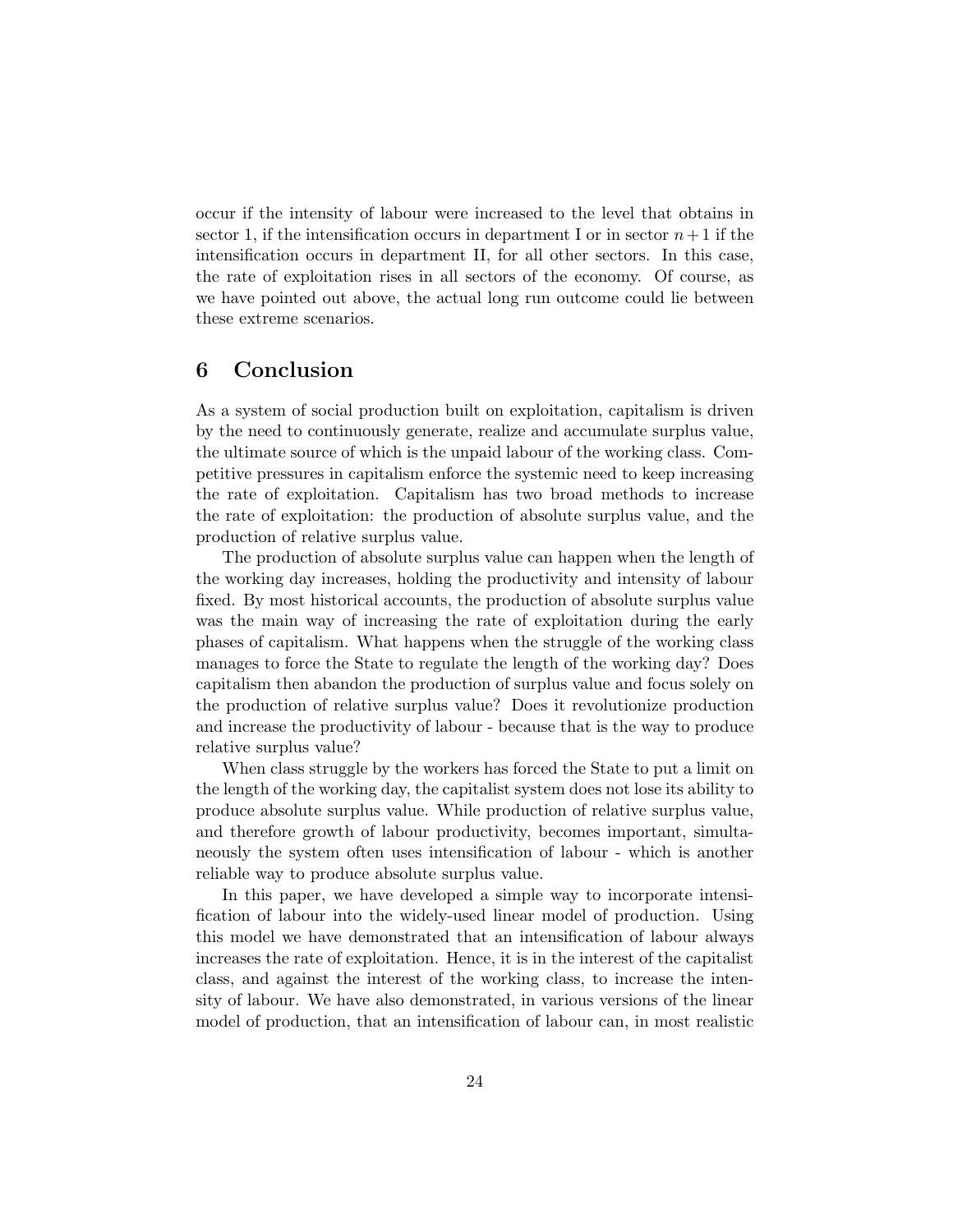occur if the intensity of labour were increased to the level that obtains in sector 1, if the intensification occurs in department I or in sector $n+1$ if the intensification occurs in department II, for all other sectors. In this case, the rate of exploitation rises in all sectors of the economy. Of course, as we have pointed out above, the actual long run outcome could lie between these extreme scenarios.

## 6 Conclusion

As a system of social production built on exploitation, capitalism is driven by the need to continuously generate, realize and accumulate surplus value, the ultimate source of which is the unpaid labour of the working class. Competitive pressures in capitalism enforce the systemic need to keep increasing the rate of exploitation. Capitalism has two broad methods to increase the rate of exploitation: the production of absolute surplus value, and the production of relative surplus value.

The production of absolute surplus value can happen when the length of the working day increases, holding the productivity and intensity of labour fixed. By most historical accounts, the production of absolute surplus value was the main way of increasing the rate of exploitation during the early phases of capitalism. What happens when the struggle of the working class manages to force the State to regulate the length of the working day? Does capitalism then abandon the production of surplus value and focus solely on the production of relative surplus value? Does it revolutionize production and increase the productivity of labour - because that is the way to produce relative surplus value?

When class struggle by the workers has forced the State to put a limit on the length of the working day, the capitalist system does not lose its ability to produce absolute surplus value. While production of relative surplus value, and therefore growth of labour productivity, becomes important, simultaneously the system often uses intensification of labour - which is another reliable way to produce absolute surplus value.

In this paper, we have developed a simple way to incorporate intensification of labour into the widely-used linear model of production. Using this model we have demonstrated that an intensification of labour always increases the rate of exploitation. Hence, it is in the interest of the capitalist class, and against the interest of the working class, to increase the intensity of labour. We have also demonstrated, in various versions of the linear model of production, that an intensification of labour can, in most realistic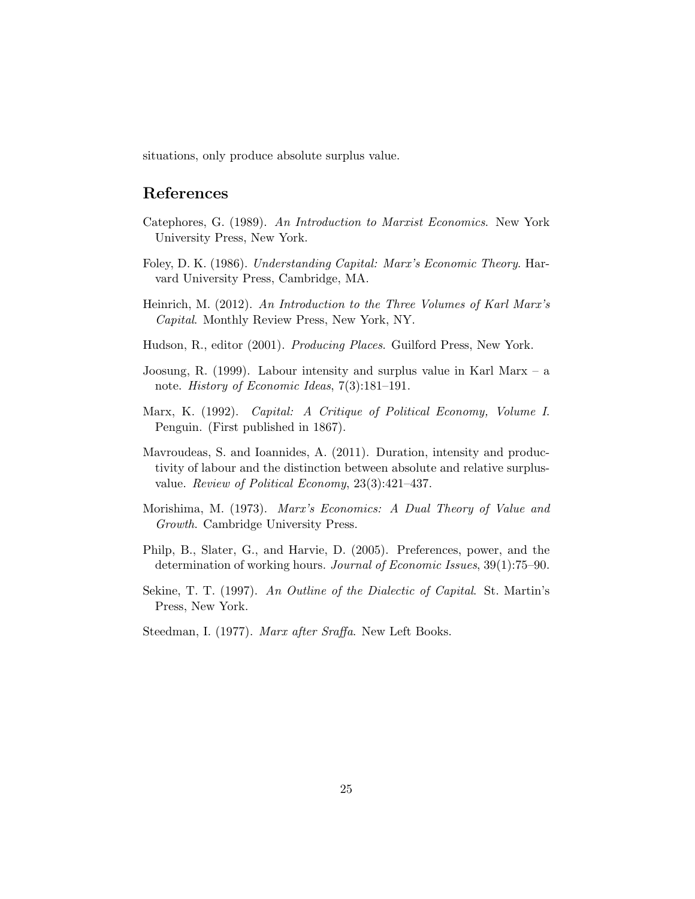situations, only produce absolute surplus value.

## References

Catephores, G. (1989). *An Introduction to Marxist Economics*. New York University Press, New York.

Foley, D. K. (1986). *Understanding Capital: Marx's Economic Theory*. Harvard University Press, Cambridge, MA.

Heinrich, M. (2012). *An Introduction to the Three Volumes of Karl Marx's Capital*. Monthly Review Press, New York, NY.

Hudson, R., editor (2001). *Producing Places*. Guilford Press, New York.

Joosung, R. (1999). Labour intensity and surplus value in Karl Marx – a note. *History of Economic Ideas*, 7(3):181–191.

Marx, K. (1992). *Capital: A Critique of Political Economy, Volume I*. Penguin. (First published in 1867).

Mavroudeas, S. and Ioannides, A. (2011). Duration, intensity and productivity of labour and the distinction between absolute and relative surplus-value. *Review of Political Economy*, 23(3):421–437.

Morishima, M. (1973). *Marx's Economics: A Dual Theory of Value and Growth*. Cambridge University Press.

Philp, B., Slater, G., and Harvie, D. (2005). Preferences, power, and the determination of working hours. *Journal of Economic Issues*, 39(1):75–90.

Sekine, T. T. (1997). *An Outline of the Dialectic of Capital*. St. Martin's Press, New York.

Steedman, I. (1977). *Marx after Sraffa*. New Left Books.